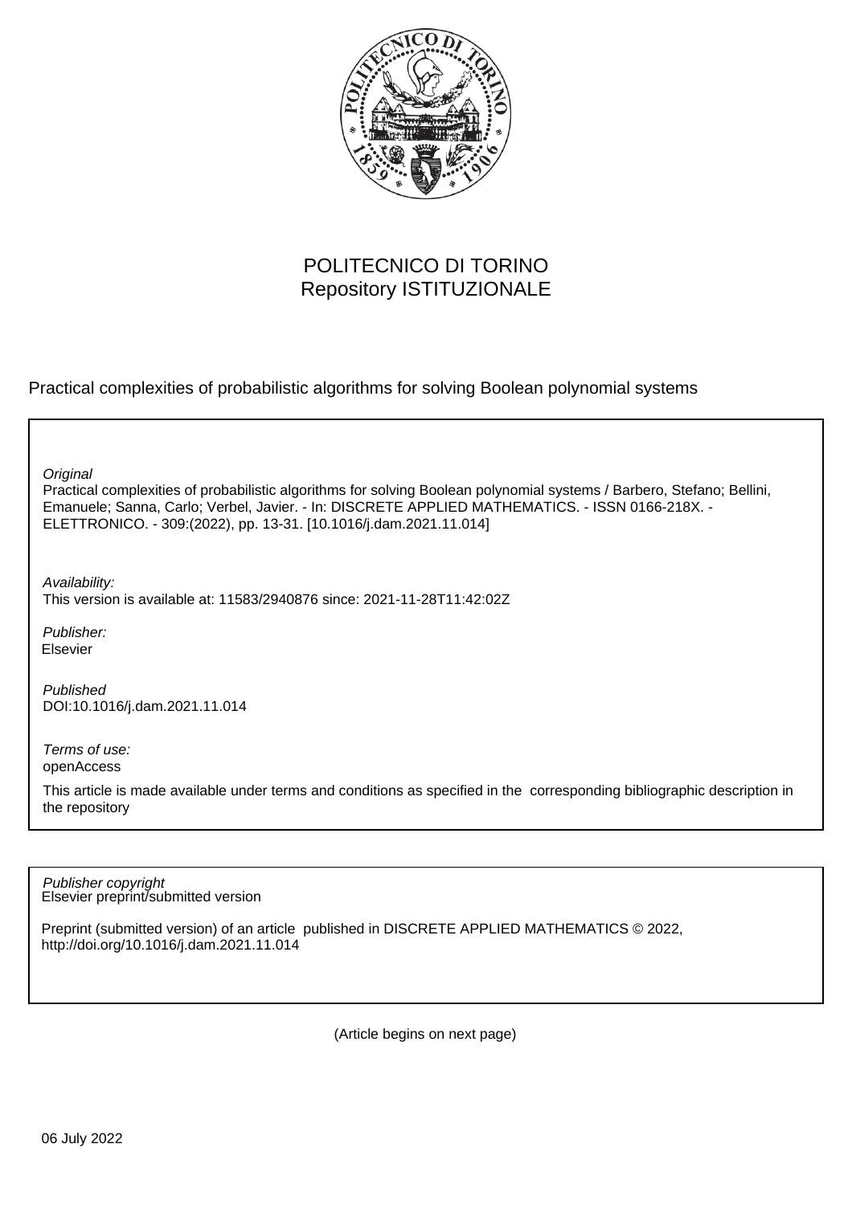POLITECNICO DI TORINO
Repository ISTITUZIONALE

Practical complexities of probabilistic algorithms for solving Boolean polynomial systems

*Original*
Practical complexities of probabilistic algorithms for solving Boolean polynomial systems / Barbero, Stefano; Bellini, Emanuele; Sanna, Carlo; Verbel, Javier. - In: DISCRETE APPLIED MATHEMATICS. - ISSN 0166-218X. - ELETTRONICO. - 309:(2022), pp. 13-31. [10.1016/j.dam.2021.11.014]

*Availability:*
This version is available at: 11583/2940876 since: 2021-11-28T11:42:02Z

*Publisher:*
Elsevier

*Published*
DOI:10.1016/j.dam.2021.11.014

*Terms of use:*
openAccess

This article is made available under terms and conditions as specified in the corresponding bibliographic description in the repository

*Publisher copyright*
Elsevier preprint/submitted version

Preprint (submitted version) of an article published in DISCRETE APPLIED MATHEMATICS © 2022, http://doi.org/10.1016/j.dam.2021.11.014

(Article begins on next page)

06 July 2022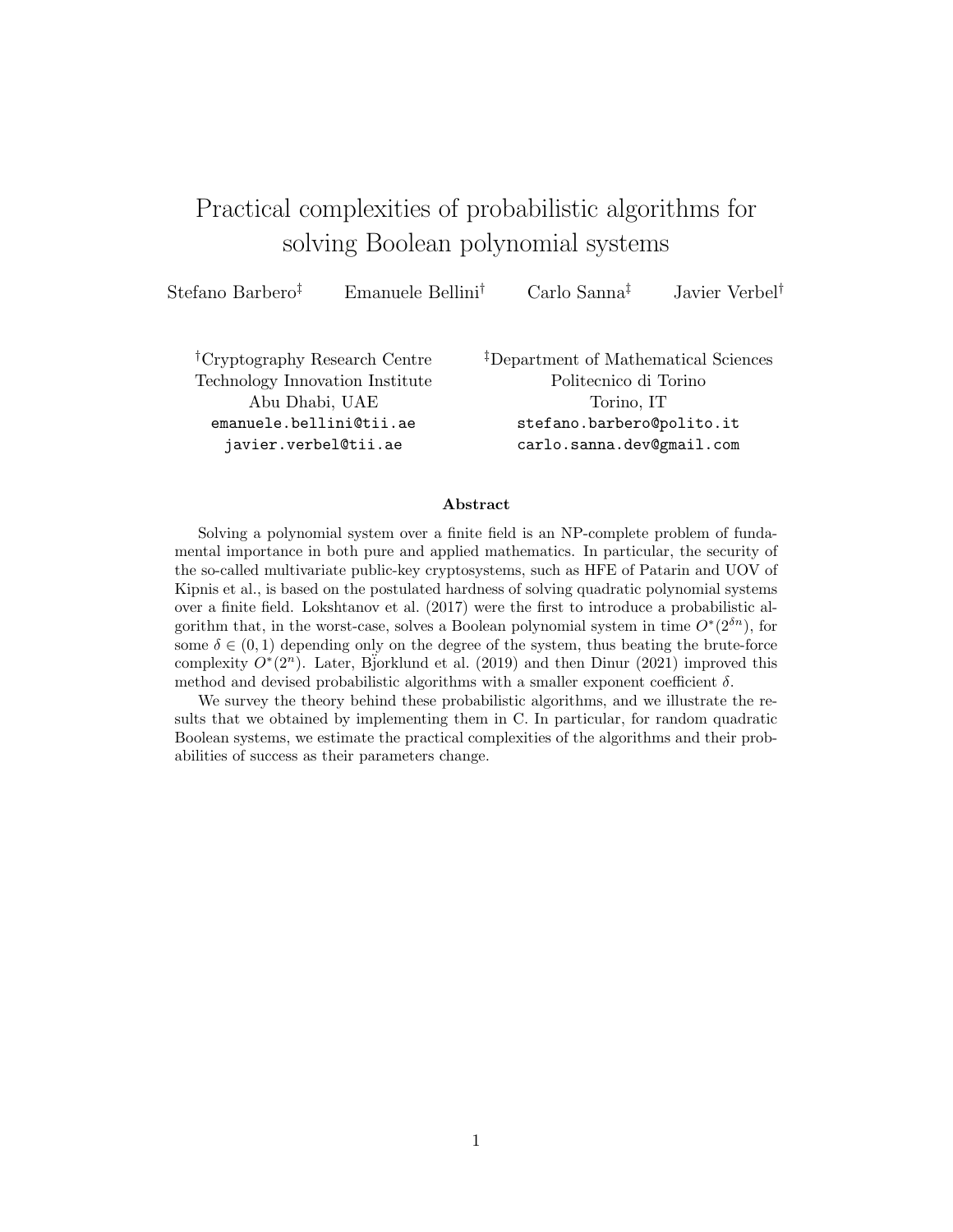# Practical complexities of probabilistic algorithms for solving Boolean polynomial systems

Stefano Barbero[‡] Emanuele Bellini[†] Carlo Sanna[‡] Javier Verbel[†]

[†]Cryptography Research Centre
Technology Innovation Institute
Abu Dhabi, UAE
emanuele.bellini@tii.ae
javier.verbel@tii.ae

[‡]Department of Mathematical Sciences
Politecnico di Torino
Torino, IT
stefano.barbero@polito.it
carlo.sanna.dev@gmail.com

### Abstract

Solving a polynomial system over a finite field is an NP-complete problem of fundamental importance in both pure and applied mathematics. In particular, the security of the so-called multivariate public-key cryptosystems, such as HFE of Patarin and UOV of Kipnis et al., is based on the postulated hardness of solving quadratic polynomial systems over a finite field. Lokshtanov et al. (2017) were the first to introduce a probabilistic algorithm that, in the worst-case, solves a Boolean polynomial system in time $O^*(2^{\delta n})$, for some $\delta \in (0, 1)$ depending only on the degree of the system, thus beating the brute-force complexity $O^*(2^n)$. Later, Björklund et al. (2019) and then Dinur (2021) improved this method and devised probabilistic algorithms with a smaller exponent coefficient $\delta$.

We survey the theory behind these probabilistic algorithms, and we illustrate the results that we obtained by implementing them in C. In particular, for random quadratic Boolean systems, we estimate the practical complexities of the algorithms and their probabilities of success as their parameters change.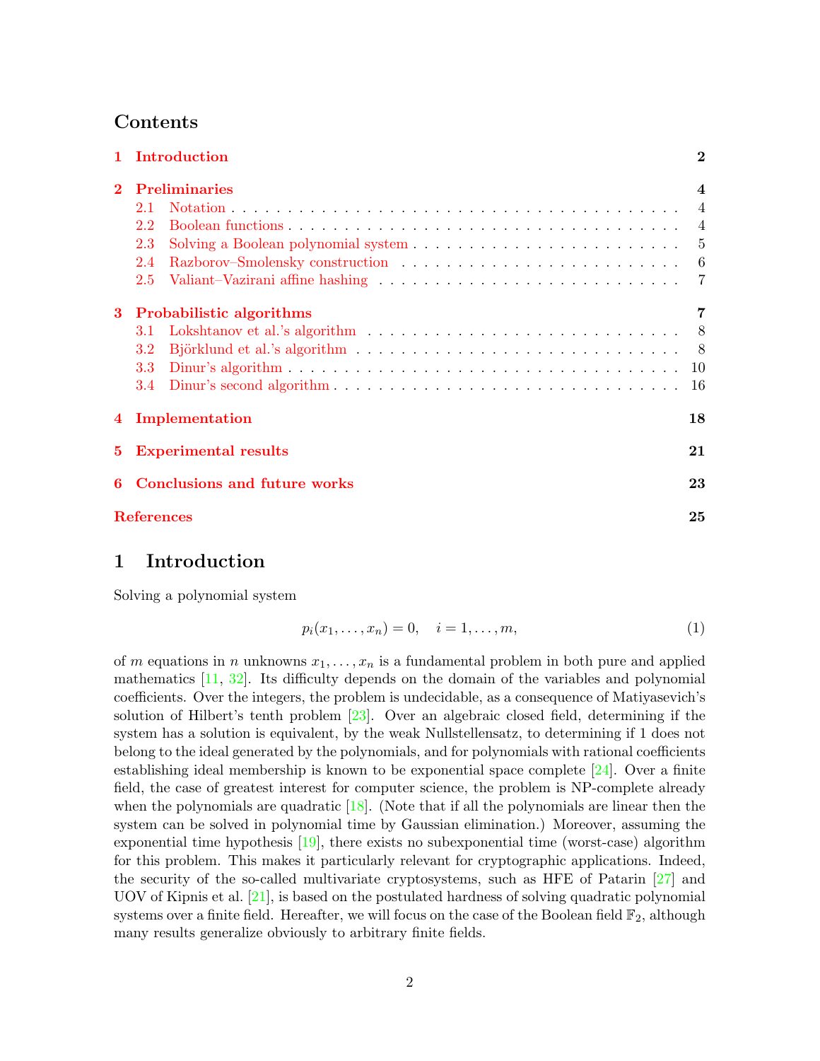## Contents

| | | |
|---|---|---|
| **1** | **Introduction** | **2** |
| **2** | **Preliminaries** | **4** |
| 2.1 | Notation | 4 |
| 2.2 | Boolean functions | 4 |
| 2.3 | Solving a Boolean polynomial system | 5 |
| 2.4 | Razborov–Smolensky construction | 6 |
| 2.5 | Valiant–Vazirani affine hashing | 7 |
| **3** | **Probabilistic algorithms** | **7** |
| 3.1 | Lokshtanov et al.'s algorithm | 8 |
| 3.2 | Björklund et al.'s algorithm | 8 |
| 3.3 | Dinur's algorithm | 10 |
| 3.4 | Dinur's second algorithm | 16 |
| **4** | **Implementation** | **18** |
| **5** | **Experimental results** | **21** |
| **6** | **Conclusions and future works** | **23** |
| | **References** | **25** |

# 1 Introduction

Solving a polynomial system

$$p_i(x_1, \dots, x_n) = 0, \quad i = 1, \dots, m, \tag{1}$$

of $m$ equations in $n$ unknowns $x_1, \dots, x_n$ is a fundamental problem in both pure and applied mathematics [11, 32]. Its difficulty depends on the domain of the variables and polynomial coefficients. Over the integers, the problem is undecidable, as a consequence of Matiyasevich's solution of Hilbert's tenth problem [23]. Over an algebraic closed field, determining if the system has a solution is equivalent, by the weak Nullstellensatz, to determining if 1 does not belong to the ideal generated by the polynomials, and for polynomials with rational coefficients establishing ideal membership is known to be exponential space complete [24]. Over a finite field, the case of greatest interest for computer science, the problem is NP-complete already when the polynomials are quadratic [18]. (Note that if all the polynomials are linear then the system can be solved in polynomial time by Gaussian elimination.) Moreover, assuming the exponential time hypothesis [19], there exists no subexponential time (worst-case) algorithm for this problem. This makes it particularly relevant for cryptographic applications. Indeed, the security of the so-called multivariate cryptosystems, such as HFE of Patarin [27] and UOV of Kipnis et al. [21], is based on the postulated hardness of solving quadratic polynomial systems over a finite field. Hereafter, we will focus on the case of the Boolean field $\mathbb{F}_2$, although many results generalize obviously to arbitrary finite fields.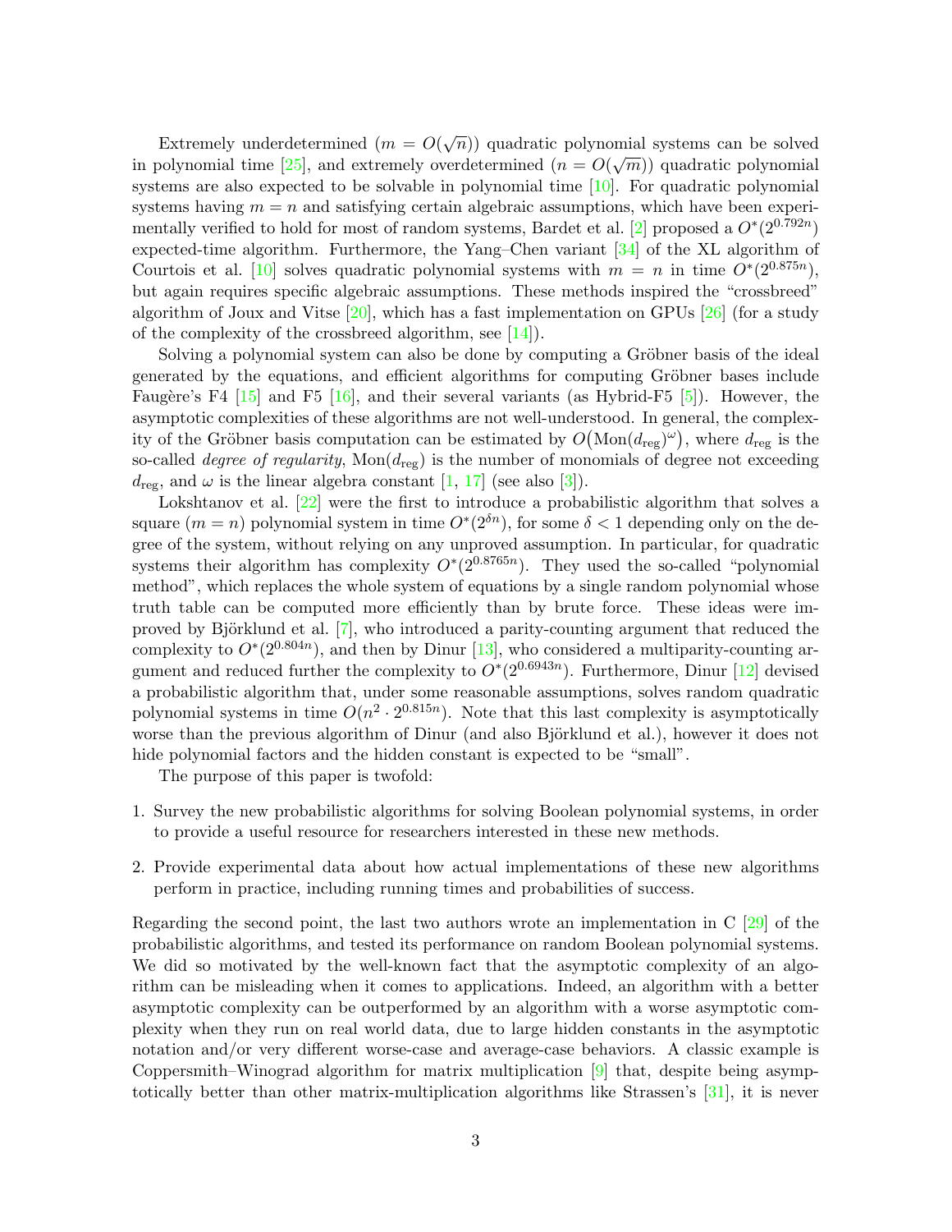Extremely underdetermined ($m = O(\sqrt{n})$) quadratic polynomial systems can be solved in polynomial time [25], and extremely overdetermined ($n = O(\sqrt{m})$) quadratic polynomial systems are also expected to be solvable in polynomial time [10]. For quadratic polynomial systems having $m = n$ and satisfying certain algebraic assumptions, which have been experimentally verified to hold for most of random systems, Bardet et al. [2] proposed a $O^*(2^{0.792n})$ expected-time algorithm. Furthermore, the Yang–Chen variant [34] of the XL algorithm of Courtois et al. [10] solves quadratic polynomial systems with $m = n$ in time $O^*(2^{0.875n})$, but again requires specific algebraic assumptions. These methods inspired the "crossbreed" algorithm of Joux and Vitse [20], which has a fast implementation on GPUs [26] (for a study of the complexity of the crossbreed algorithm, see [14]).

Solving a polynomial system can also be done by computing a Gröbner basis of the ideal generated by the equations, and efficient algorithms for computing Gröbner bases include Faugère's F4 [15] and F5 [16], and their several variants (as Hybrid-F5 [5]). However, the asymptotic complexities of these algorithms are not well-understood. In general, the complexity of the Gröbner basis computation can be estimated by $O\big(\mathrm{Mon}(d_{\mathrm{reg}})^{\omega}\big)$, where $d_{\mathrm{reg}}$ is the so-called *degree of regularity*, $\mathrm{Mon}(d_{\mathrm{reg}})$ is the number of monomials of degree not exceeding $d_{\mathrm{reg}}$, and $\omega$ is the linear algebra constant [1, 17] (see also [3]).

Lokshtanov et al. [22] were the first to introduce a probabilistic algorithm that solves a square ($m = n$) polynomial system in time $O^*(2^{\delta n})$, for some $\delta < 1$ depending only on the degree of the system, without relying on any unproved assumption. In particular, for quadratic systems their algorithm has complexity $O^*(2^{0.8765n})$. They used the so-called "polynomial method", which replaces the whole system of equations by a single random polynomial whose truth table can be computed more efficiently than by brute force. These ideas were improved by Björklund et al. [7], who introduced a parity-counting argument that reduced the complexity to $O^*(2^{0.804n})$, and then by Dinur [13], who considered a multiparity-counting argument and reduced further the complexity to $O^*(2^{0.6943n})$. Furthermore, Dinur [12] devised a probabilistic algorithm that, under some reasonable assumptions, solves random quadratic polynomial systems in time $O(n^2 \cdot 2^{0.815n})$. Note that this last complexity is asymptotically worse than the previous algorithm of Dinur (and also Björklund et al.), however it does not hide polynomial factors and the hidden constant is expected to be "small".

The purpose of this paper is twofold:

1. Survey the new probabilistic algorithms for solving Boolean polynomial systems, in order to provide a useful resource for researchers interested in these new methods.
2. Provide experimental data about how actual implementations of these new algorithms perform in practice, including running times and probabilities of success.

Regarding the second point, the last two authors wrote an implementation in C [29] of the probabilistic algorithms, and tested its performance on random Boolean polynomial systems. We did so motivated by the well-known fact that the asymptotic complexity of an algorithm can be misleading when it comes to applications. Indeed, an algorithm with a better asymptotic complexity can be outperformed by an algorithm with a worse asymptotic complexity when they run on real world data, due to large hidden constants in the asymptotic notation and/or very different worse-case and average-case behaviors. A classic example is Coppersmith–Winograd algorithm for matrix multiplication [9] that, despite being asymptotically better than other matrix-multiplication algorithms like Strassen's [31], it is never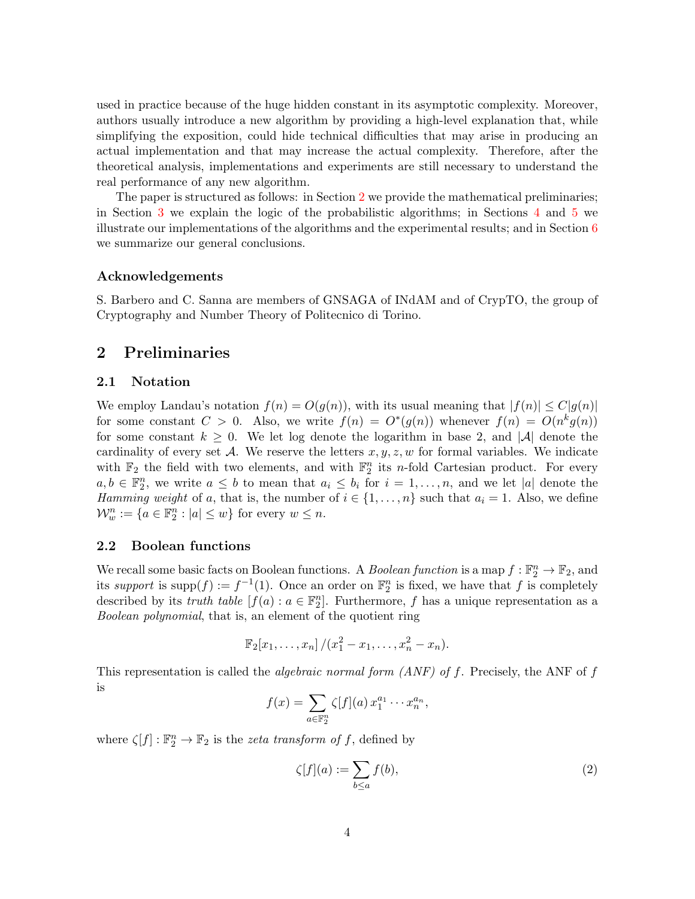used in practice because of the huge hidden constant in its asymptotic complexity. Moreover, authors usually introduce a new algorithm by providing a high-level explanation that, while simplifying the exposition, could hide technical difficulties that may arise in producing an actual implementation and that may increase the actual complexity. Therefore, after the theoretical analysis, implementations and experiments are still necessary to understand the real performance of any new algorithm.

The paper is structured as follows: in Section 2 we provide the mathematical preliminaries; in Section 3 we explain the logic of the probabilistic algorithms; in Sections 4 and 5 we illustrate our implementations of the algorithms and the experimental results; and in Section 6 we summarize our general conclusions.

### Acknowledgements

S. Barbero and C. Sanna are members of GNSAGA of INdAM and of CrypTO, the group of Cryptography and Number Theory of Politecnico di Torino.

## 2 Preliminaries

### 2.1 Notation

We employ Landau's notation $f(n) = O(g(n))$, with its usual meaning that $|f(n)| \leq C|g(n)|$ for some constant $C > 0$. Also, we write $f(n) = O^*(g(n))$ whenever $f(n) = O(n^k g(n))$ for some constant $k \geq 0$. We let log denote the logarithm in base 2, and $|\mathcal{A}|$ denote the cardinality of every set $\mathcal{A}$. We reserve the letters $x, y, z, w$ for formal variables. We indicate with $\mathbb{F}_2$ the field with two elements, and with $\mathbb{F}_2^n$ its $n$-fold Cartesian product. For every $a, b \in \mathbb{F}_2^n$, we write $a \leq b$ to mean that $a_i \leq b_i$ for $i = 1, \dots, n$, and we let $|a|$ denote the *Hamming weight* of $a$, that is, the number of $i \in \{1, \dots, n\}$ such that $a_i = 1$. Also, we define $\mathcal{W}_w^n := \{a \in \mathbb{F}_2^n : |a| \leq w\}$ for every $w \leq n$.

### 2.2 Boolean functions

We recall some basic facts on Boolean functions. A *Boolean function* is a map $f : \mathbb{F}_2^n \to \mathbb{F}_2$, and its *support* is $\operatorname{supp}(f) := f^{-1}(1)$. Once an order on $\mathbb{F}_2^n$ is fixed, we have that $f$ is completely described by its *truth table* $[f(a) : a \in \mathbb{F}_2^n]$. Furthermore, $f$ has a unique representation as a *Boolean polynomial*, that is, an element of the quotient ring

$$\mathbb{F}_2[x_1, \dots, x_n] \,/ (x_1^2 - x_1, \dots, x_n^2 - x_n).$$

This representation is called the *algebraic normal form (ANF) of* $f$. Precisely, the ANF of $f$ is

$$f(x) = \sum_{a \in \mathbb{F}_2^n} \zeta[f](a)\, x_1^{a_1} \cdots x_n^{a_n},$$

where $\zeta[f] : \mathbb{F}_2^n \to \mathbb{F}_2$ is the *zeta transform of* $f$, defined by

$$\zeta[f](a) := \sum_{b \leq a} f(b), \tag{2}$$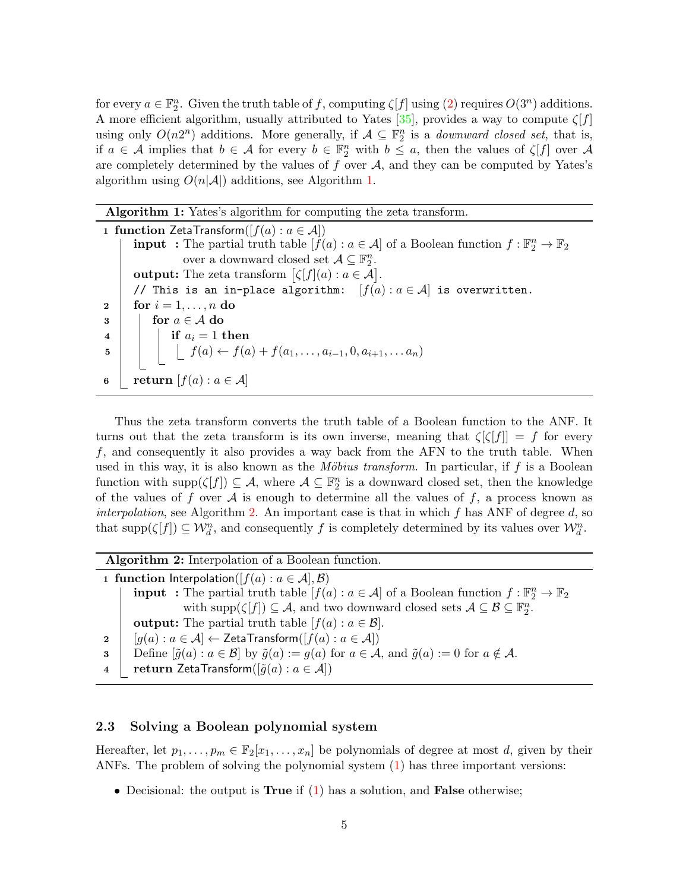for every $a \in \mathbb{F}_2^n$. Given the truth table of $f$, computing $\zeta[f]$ using (2) requires $O(3^n)$ additions. A more efficient algorithm, usually attributed to Yates [35], provides a way to compute $\zeta[f]$ using only $O(n2^n)$ additions. More generally, if $\mathcal{A} \subseteq \mathbb{F}_2^n$ is a *downward closed set*, that is, if $a \in \mathcal{A}$ implies that $b \in \mathcal{A}$ for every $b \in \mathbb{F}_2^n$ with $b \leq a$, then the values of $\zeta[f]$ over $\mathcal{A}$ are completely determined by the values of $f$ over $\mathcal{A}$, and they can be computed by Yates's algorithm using $O(n|\mathcal{A}|)$ additions, see Algorithm 1.

**Algorithm 1:** Yates's algorithm for computing the zeta transform.

```
1 function ZetaTransform([f(a) : a ∈ A])
      input : The partial truth table [f(a) : a ∈ A] of a Boolean function f : F_2^n → F_2
              over a downward closed set A ⊆ F_2^n.
      output: The zeta transform [ζ[f](a) : a ∈ A].
      // This is an in-place algorithm: [f(a) : a ∈ A] is overwritten.
2     for i = 1, ..., n do
3         for a ∈ A do
4             if a_i = 1 then
5                 f(a) ← f(a) + f(a_1, ..., a_{i-1}, 0, a_{i+1}, ... a_n)
6     return [f(a) : a ∈ A]
```

Thus the zeta transform converts the truth table of a Boolean function to the ANF. It turns out that the zeta transform is its own inverse, meaning that $\zeta[\zeta[f]] = f$ for every $f$, and consequently it also provides a way back from the AFN to the truth table. When used in this way, it is also known as the *Möbius transform*. In particular, if $f$ is a Boolean function with $\operatorname{supp}(\zeta[f]) \subseteq \mathcal{A}$, where $\mathcal{A} \subseteq \mathbb{F}_2^n$ is a downward closed set, then the knowledge of the values of $f$ over $\mathcal{A}$ is enough to determine all the values of $f$, a process known as *interpolation*, see Algorithm 2. An important case is that in which $f$ has ANF of degree $d$, so that $\operatorname{supp}(\zeta[f]) \subseteq \mathcal{W}_d^n$, and consequently $f$ is completely determined by its values over $\mathcal{W}_d^n$.

**Algorithm 2:** Interpolation of a Boolean function.

```
1 function Interpolation([f(a) : a ∈ A], B)
      input : The partial truth table [f(a) : a ∈ A] of a Boolean function f : F_2^n → F_2
              with supp(ζ[f]) ⊆ A, and two downward closed sets A ⊆ B ⊆ F_2^n.
      output: The partial truth table [f(a) : a ∈ B].
2     [g(a) : a ∈ A] ← ZetaTransform([f(a) : a ∈ A])
3     Define [g̃(a) : a ∈ B] by g̃(a) := g(a) for a ∈ A, and g̃(a) := 0 for a ∉ A.
4     return ZetaTransform([g̃(a) : a ∈ A])
```

### 2.3 Solving a Boolean polynomial system

Hereafter, let $p_1, \ldots, p_m \in \mathbb{F}_2[x_1, \ldots, x_n]$ be polynomials of degree at most $d$, given by their ANFs. The problem of solving the polynomial system (1) has three important versions:

- Decisional: the output is **True** if (1) has a solution, and **False** otherwise;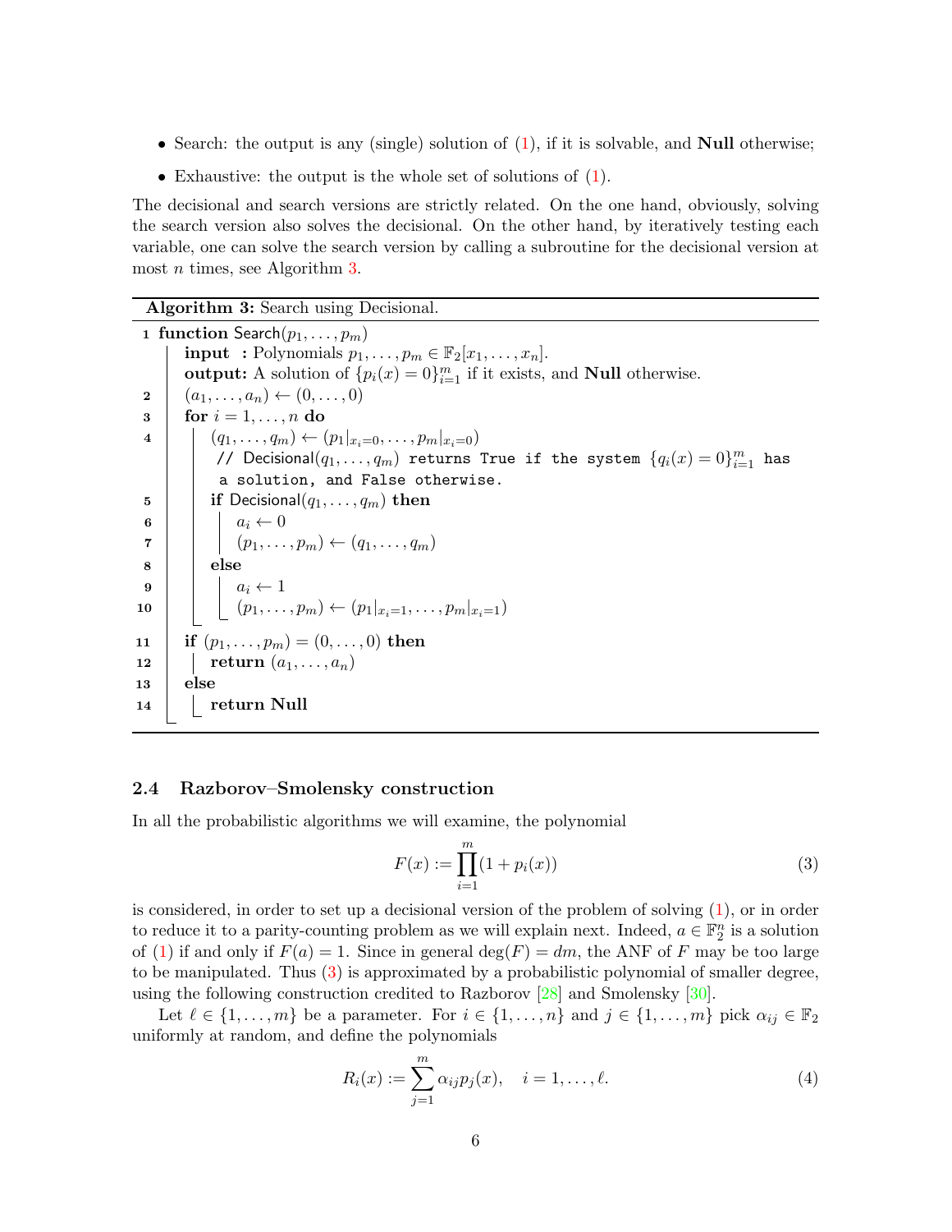- Search: the output is any (single) solution of (1), if it is solvable, and **Null** otherwise;
- Exhaustive: the output is the whole set of solutions of (1).

The decisional and search versions are strictly related. On the one hand, obviously, solving the search version also solves the decisional. On the other hand, by iteratively testing each variable, one can solve the search version by calling a subroutine for the decisional version at most $n$ times, see Algorithm 3.

**Algorithm 3:** Search using Decisional.

```
1  function Search(p_1, ..., p_m)
       input  : Polynomials p_1, ..., p_m ∈ F_2[x_1, ..., x_n].
       output: A solution of {p_i(x) = 0}_{i=1}^m if it exists, and Null otherwise.
2      (a_1, ..., a_n) ← (0, ..., 0)
3      for i = 1, ..., n do
4          (q_1, ..., q_m) ← (p_1|_{x_i=0}, ..., p_m|_{x_i=0})
           // Decisional(q_1, ..., q_m) returns True if the system {q_i(x) = 0}_{i=1}^m has
              a solution, and False otherwise.
5          if Decisional(q_1, ..., q_m) then
6              a_i ← 0
7              (p_1, ..., p_m) ← (q_1, ..., q_m)
8          else
9              a_i ← 1
10             (p_1, ..., p_m) ← (p_1|_{x_i=1}, ..., p_m|_{x_i=1})
11     if (p_1, ..., p_m) = (0, ..., 0) then
12         return (a_1, ..., a_n)
13     else
14         return Null
```

### 2.4 Razborov–Smolensky construction

In all the probabilistic algorithms we will examine, the polynomial

$$F(x) := \prod_{i=1}^{m}(1 + p_i(x)) \tag{3}$$

is considered, in order to set up a decisional version of the problem of solving (1), or in order to reduce it to a parity-counting problem as we will explain next. Indeed, $a \in \mathbb{F}_2^n$ is a solution of (1) if and only if $F(a) = 1$. Since in general $\deg(F) = dm$, the ANF of $F$ may be too large to be manipulated. Thus (3) is approximated by a probabilistic polynomial of smaller degree, using the following construction credited to Razborov [28] and Smolensky [30].

Let $\ell \in \{1, \dots, m\}$ be a parameter. For $i \in \{1, \dots, n\}$ and $j \in \{1, \dots, m\}$ pick $\alpha_{ij} \in \mathbb{F}_2$ uniformly at random, and define the polynomials

$$R_i(x) := \sum_{j=1}^{m} \alpha_{ij} p_j(x), \quad i = 1, \dots, \ell. \tag{4}$$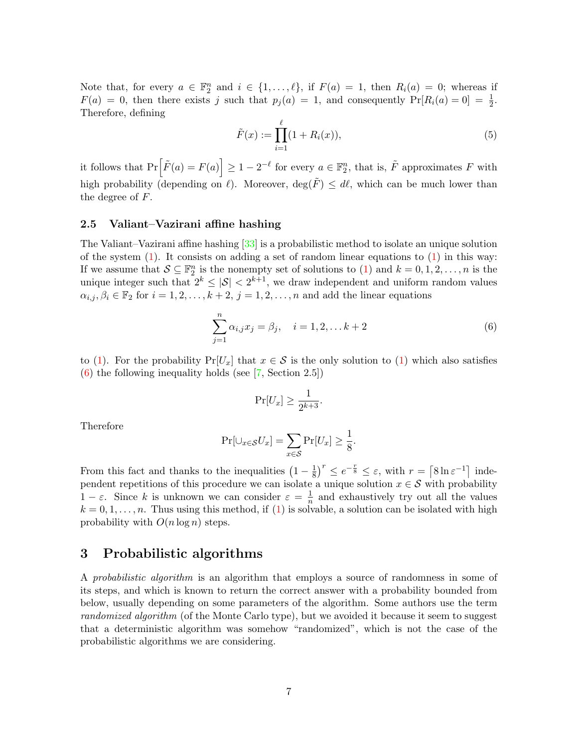Note that, for every $a \in \mathbb{F}_2^n$ and $i \in \{1, \ldots, \ell\}$, if $F(a) = 1$, then $R_i(a) = 0$; whereas if $F(a) = 0$, then there exists $j$ such that $p_j(a) = 1$, and consequently $\Pr[R_i(a) = 0] = \frac{1}{2}$. Therefore, defining

$$\tilde{F}(x) := \prod_{i=1}^{\ell}(1 + R_i(x)), \tag{5}$$

it follows that $\Pr\left[\tilde{F}(a) = F(a)\right] \geq 1 - 2^{-\ell}$ for every $a \in \mathbb{F}_2^n$, that is, $\tilde{F}$ approximates $F$ with high probability (depending on $\ell$). Moreover, $\deg(\tilde{F}) \leq d\ell$, which can be much lower than the degree of $F$.

### 2.5 Valiant–Vazirani affine hashing

The Valiant–Vazirani affine hashing [33] is a probabilistic method to isolate an unique solution of the system (1). It consists on adding a set of random linear equations to (1) in this way: If we assume that $\mathcal{S} \subseteq \mathbb{F}_2^n$ is the nonempty set of solutions to (1) and $k = 0, 1, 2, \ldots, n$ is the unique integer such that $2^k \leq |\mathcal{S}| < 2^{k+1}$, we draw independent and uniform random values $\alpha_{i,j}, \beta_i \in \mathbb{F}_2$ for $i = 1, 2, \ldots, k+2$, $j = 1, 2, \ldots, n$ and add the linear equations

$$\sum_{j=1}^{n} \alpha_{i,j} x_j = \beta_j, \quad i = 1, 2, \ldots k+2 \tag{6}$$

to (1). For the probability $\Pr[U_x]$ that $x \in \mathcal{S}$ is the only solution to (1) which also satisfies (6) the following inequality holds (see [7, Section 2.5])

$$\Pr[U_x] \geq \frac{1}{2^{k+3}}.$$

Therefore

$$\Pr[\cup_{x \in \mathcal{S}} U_x] = \sum_{x \in \mathcal{S}} \Pr[U_x] \geq \frac{1}{8}.$$

From this fact and thanks to the inequalities $\left(1 - \frac{1}{8}\right)^r \leq e^{-\frac{r}{8}} \leq \varepsilon$, with $r = \lceil 8 \ln \varepsilon^{-1} \rceil$ independent repetitions of this procedure we can isolate a unique solution $x \in \mathcal{S}$ with probability $1 - \varepsilon$. Since $k$ is unknown we can consider $\varepsilon = \frac{1}{n}$ and exhaustively try out all the values $k = 0, 1, \ldots, n$. Thus using this method, if (1) is solvable, a solution can be isolated with high probability with $O(n \log n)$ steps.

## 3 Probabilistic algorithms

A *probabilistic algorithm* is an algorithm that employs a source of randomness in some of its steps, and which is known to return the correct answer with a probability bounded from below, usually depending on some parameters of the algorithm. Some authors use the term *randomized algorithm* (of the Monte Carlo type), but we avoided it because it seem to suggest that a deterministic algorithm was somehow "randomized", which is not the case of the probabilistic algorithms we are considering.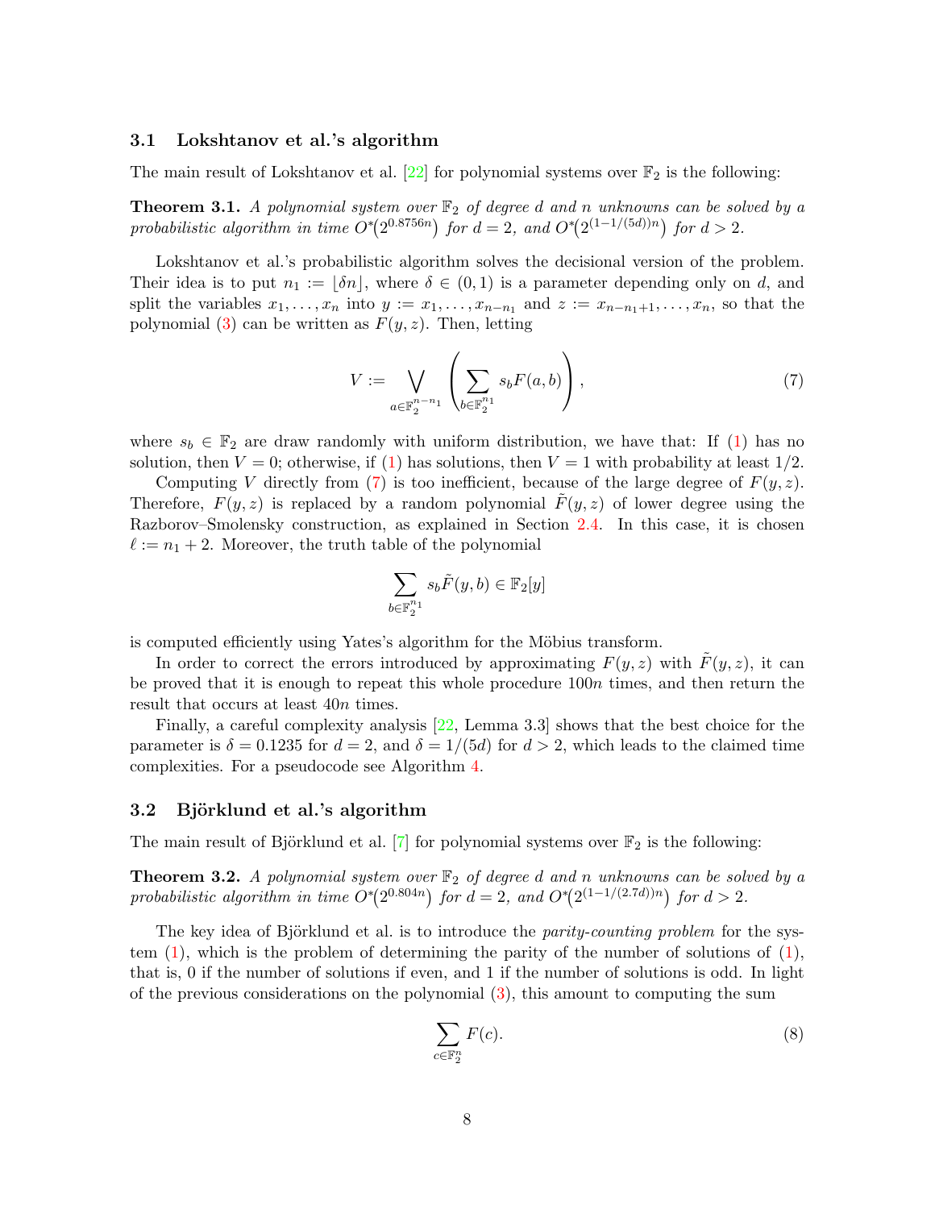### 3.1 Lokshtanov et al.'s algorithm

The main result of Lokshtanov et al. [22] for polynomial systems over $\mathbb{F}_2$ is the following:

**Theorem 3.1.** *A polynomial system over $\mathbb{F}_2$ of degree $d$ and $n$ unknowns can be solved by a probabilistic algorithm in time $O^*(2^{0.8756n})$ for $d = 2$, and $O^*(2^{(1-1/(5d))n})$ for $d > 2$.*

Lokshtanov et al.'s probabilistic algorithm solves the decisional version of the problem. Their idea is to put $n_1 := \lfloor \delta n \rfloor$, where $\delta \in (0, 1)$ is a parameter depending only on $d$, and split the variables $x_1, \dots, x_n$ into $y := x_1, \dots, x_{n-n_1}$ and $z := x_{n-n_1+1}, \dots, x_n$, so that the polynomial (3) can be written as $F(y, z)$. Then, letting

$$V := \bigvee_{a \in \mathbb{F}_2^{n-n_1}} \left( \sum_{b \in \mathbb{F}_2^{n_1}} s_b F(a, b) \right), \tag{7}$$

where $s_b \in \mathbb{F}_2$ are draw randomly with uniform distribution, we have that: If (1) has no solution, then $V = 0$; otherwise, if (1) has solutions, then $V = 1$ with probability at least $1/2$.

Computing $V$ directly from (7) is too inefficient, because of the large degree of $F(y, z)$. Therefore, $F(y, z)$ is replaced by a random polynomial $\tilde{F}(y, z)$ of lower degree using the Razborov–Smolensky construction, as explained in Section 2.4. In this case, it is chosen $\ell := n_1 + 2$. Moreover, the truth table of the polynomial

$$\sum_{b \in \mathbb{F}_2^{n_1}} s_b \tilde{F}(y, b) \in \mathbb{F}_2[y]$$

is computed efficiently using Yates's algorithm for the Möbius transform.

In order to correct the errors introduced by approximating $F(y, z)$ with $\tilde{F}(y, z)$, it can be proved that it is enough to repeat this whole procedure $100n$ times, and then return the result that occurs at least $40n$ times.

Finally, a careful complexity analysis [22, Lemma 3.3] shows that the best choice for the parameter is $\delta = 0.1235$ for $d = 2$, and $\delta = 1/(5d)$ for $d > 2$, which leads to the claimed time complexities. For a pseudocode see Algorithm 4.

### 3.2 Björklund et al.'s algorithm

The main result of Björklund et al. [7] for polynomial systems over $\mathbb{F}_2$ is the following:

**Theorem 3.2.** *A polynomial system over $\mathbb{F}_2$ of degree $d$ and $n$ unknowns can be solved by a probabilistic algorithm in time $O^*(2^{0.804n})$ for $d = 2$, and $O^*(2^{(1-1/(2.7d))n})$ for $d > 2$.*

The key idea of Björklund et al. is to introduce the *parity-counting problem* for the system (1), which is the problem of determining the parity of the number of solutions of (1), that is, 0 if the number of solutions if even, and 1 if the number of solutions is odd. In light of the previous considerations on the polynomial (3), this amount to computing the sum

$$\sum_{c \in \mathbb{F}_2^n} F(c). \tag{8}$$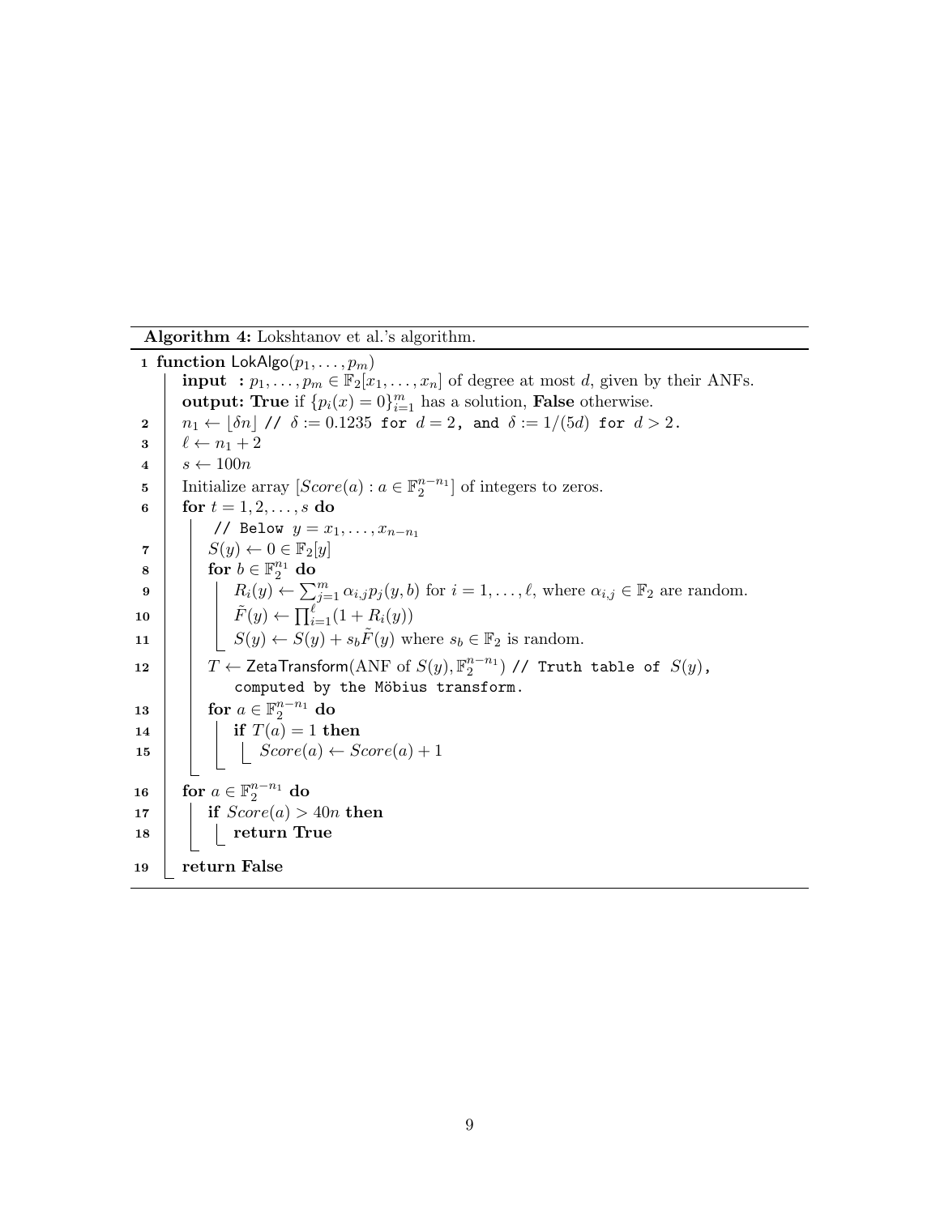**Algorithm 4:** Lokshtanov et al.'s algorithm.

```
1  function LokAlgo(p_1, ..., p_m)
       input  : p_1, ..., p_m ∈ F_2[x_1, ..., x_n] of degree at most d, given by their ANFs.
       output: True if {p_i(x) = 0}_{i=1}^m has a solution, False otherwise.
2      n_1 ← ⌊δn⌋ // δ := 0.1235 for d = 2, and δ := 1/(5d) for d > 2.
3      ℓ ← n_1 + 2
4      s ← 100n
5      Initialize array [Score(a) : a ∈ F_2^{n-n_1}] of integers to zeros.
6      for t = 1, 2, ..., s do
           // Below y = x_1, ..., x_{n-n_1}
7          S(y) ← 0 ∈ F_2[y]
8          for b ∈ F_2^{n_1} do
9              R_i(y) ← Σ_{j=1}^m α_{i,j} p_j(y, b) for i = 1, ..., ℓ, where α_{i,j} ∈ F_2 are random.
10             F̃(y) ← Π_{i=1}^ℓ (1 + R_i(y))
11             S(y) ← S(y) + s_b F̃(y) where s_b ∈ F_2 is random.
12         T ← ZetaTransform(ANF of S(y), F_2^{n-n_1}) // Truth table of S(y),
               computed by the Möbius transform.
13         for a ∈ F_2^{n-n_1} do
14             if T(a) = 1 then
15                 Score(a) ← Score(a) + 1
16     for a ∈ F_2^{n-n_1} do
17         if Score(a) > 40n then
18             return True
19     return False
```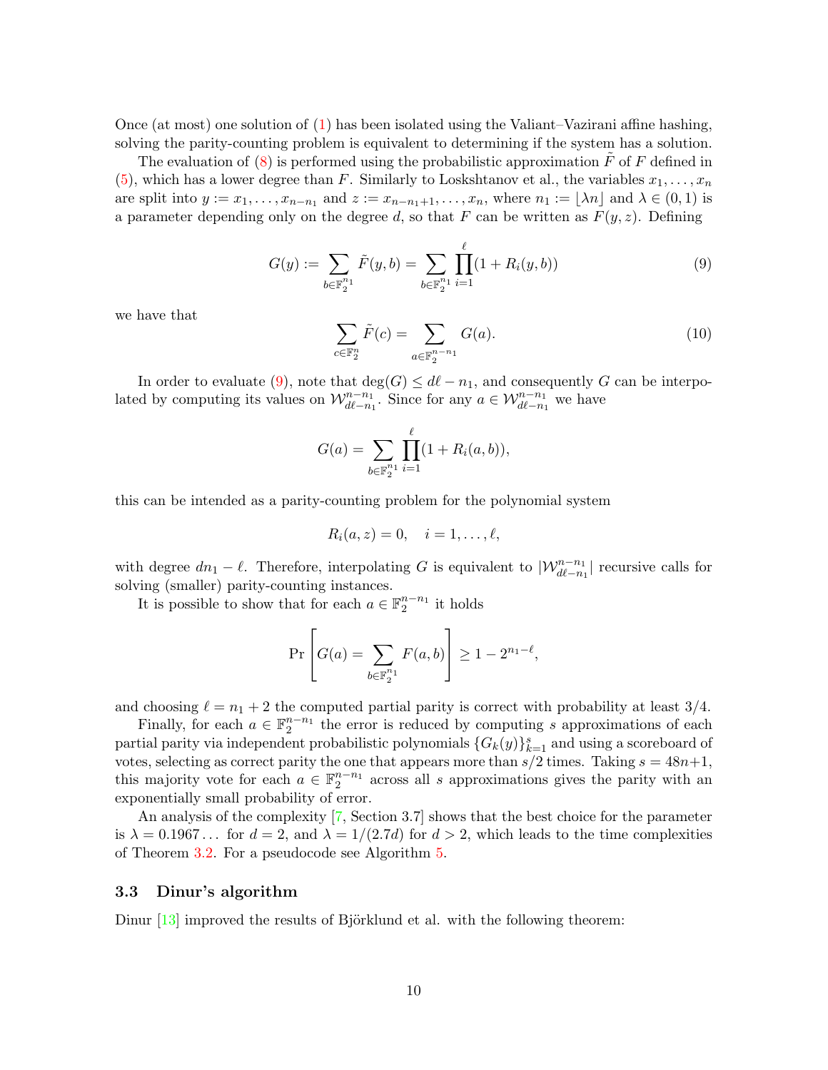Once (at most) one solution of (1) has been isolated using the Valiant–Vazirani affine hashing, solving the parity-counting problem is equivalent to determining if the system has a solution.

The evaluation of (8) is performed using the probabilistic approximation $\tilde{F}$ of $F$ defined in (5), which has a lower degree than $F$. Similarly to Loskshtanov et al., the variables $x_1, \ldots, x_n$ are split into $y := x_1, \ldots, x_{n-n_1}$ and $z := x_{n-n_1+1}, \ldots, x_n$, where $n_1 := \lfloor \lambda n \rfloor$ and $\lambda \in (0, 1)$ is a parameter depending only on the degree $d$, so that $F$ can be written as $F(y, z)$. Defining

$$G(y) := \sum_{b \in \mathbb{F}_2^{n_1}} \tilde{F}(y, b) = \sum_{b \in \mathbb{F}_2^{n_1}} \prod_{i=1}^{\ell} (1 + R_i(y, b)) \tag{9}$$

we have that

$$\sum_{c \in \mathbb{F}_2^n} \tilde{F}(c) = \sum_{a \in \mathbb{F}_2^{n-n_1}} G(a). \tag{10}$$

In order to evaluate (9), note that $\deg(G) \leq d\ell - n_1$, and consequently $G$ can be interpolated by computing its values on $\mathcal{W}_{d\ell-n_1}^{n-n_1}$. Since for any $a \in \mathcal{W}_{d\ell-n_1}^{n-n_1}$ we have

$$G(a) = \sum_{b \in \mathbb{F}_2^{n_1}} \prod_{i=1}^{\ell} (1 + R_i(a, b)),$$

this can be intended as a parity-counting problem for the polynomial system

$$R_i(a, z) = 0, \quad i = 1, \ldots, \ell,$$

with degree $dn_1 - \ell$. Therefore, interpolating $G$ is equivalent to $|\mathcal{W}_{d\ell-n_1}^{n-n_1}|$ recursive calls for solving (smaller) parity-counting instances.

It is possible to show that for each $a \in \mathbb{F}_2^{n-n_1}$ it holds

$$\Pr\left[G(a) = \sum_{b \in \mathbb{F}_2^{n_1}} F(a, b)\right] \geq 1 - 2^{n_1 - \ell},$$

and choosing $\ell = n_1 + 2$ the computed partial parity is correct with probability at least $3/4$.

Finally, for each $a \in \mathbb{F}_2^{n-n_1}$ the error is reduced by computing $s$ approximations of each partial parity via independent probabilistic polynomials $\{G_k(y)\}_{k=1}^{s}$ and using a scoreboard of votes, selecting as correct parity the one that appears more than $s/2$ times. Taking $s = 48n+1$, this majority vote for each $a \in \mathbb{F}_2^{n-n_1}$ across all $s$ approximations gives the parity with an exponentially small probability of error.

An analysis of the complexity [7, Section 3.7] shows that the best choice for the parameter is $\lambda = 0.1967\ldots$ for $d = 2$, and $\lambda = 1/(2.7d)$ for $d > 2$, which leads to the time complexities of Theorem 3.2. For a pseudocode see Algorithm 5.

### 3.3 Dinur's algorithm

Dinur [13] improved the results of Björklund et al. with the following theorem: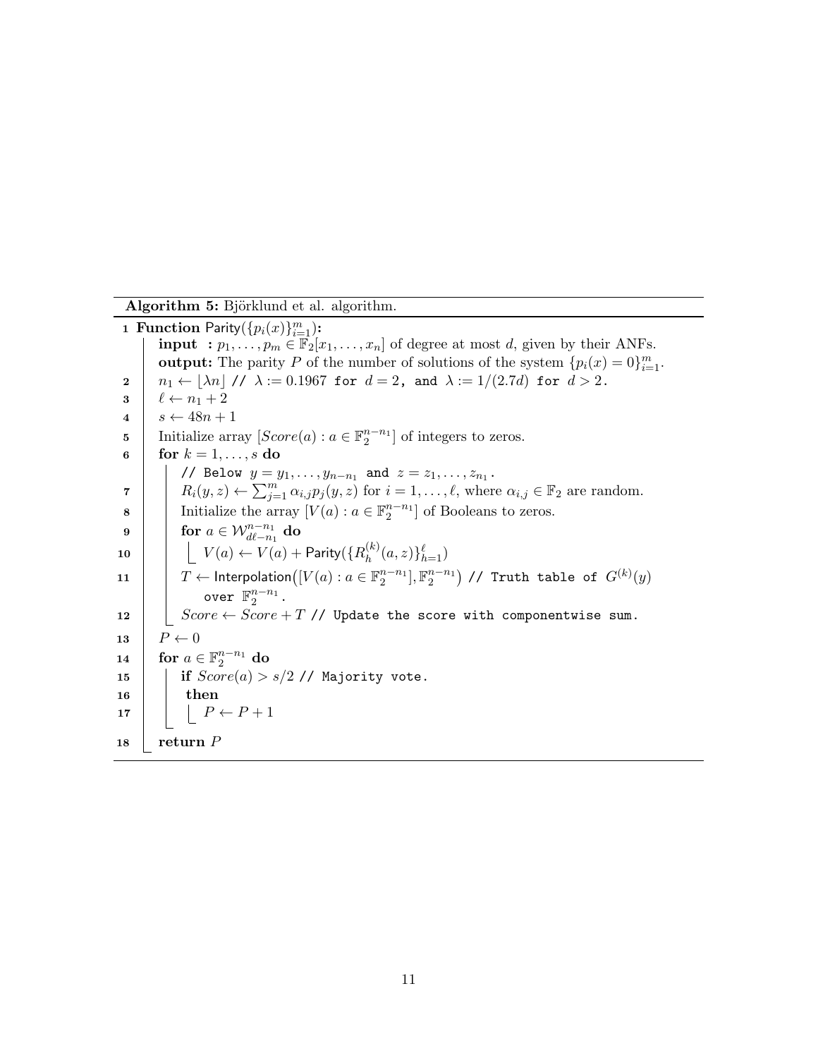**Algorithm 5:** Björklund et al. algorithm.

```
1  Function Parity({p_i(x)}_{i=1}^m):
       input  : p_1, ..., p_m ∈ F_2[x_1, ..., x_n] of degree at most d, given by their ANFs.
       output: The parity P of the number of solutions of the system {p_i(x) = 0}_{i=1}^m.
2      n_1 ← ⌊λn⌋ // λ := 0.1967 for d = 2, and λ := 1/(2.7d) for d > 2.
3      ℓ ← n_1 + 2
4      s ← 48n + 1
5      Initialize array [Score(a) : a ∈ F_2^{n−n_1}] of integers to zeros.
6      for k = 1, ..., s do
           // Below y = y_1, ..., y_{n−n_1} and z = z_1, ..., z_{n_1}.
7          R_i(y, z) ← Σ_{j=1}^m α_{i,j} p_j(y, z) for i = 1, ..., ℓ, where α_{i,j} ∈ F_2 are random.
8          Initialize the array [V(a) : a ∈ F_2^{n−n_1}] of Booleans to zeros.
9          for a ∈ W_{dℓ−n_1}^{n−n_1} do
10             V(a) ← V(a) + Parity({R_h^{(k)}(a, z)}_{h=1}^ℓ)
11         T ← Interpolation([V(a) : a ∈ F_2^{n−n_1}], F_2^{n−n_1}) // Truth table of G^{(k)}(y)
               over F_2^{n−n_1}.
12         Score ← Score + T // Update the score with componentwise sum.
13     P ← 0
14     for a ∈ F_2^{n−n_1} do
15         if Score(a) > s/2 // Majority vote.
16         then
17             P ← P + 1
18     return P
```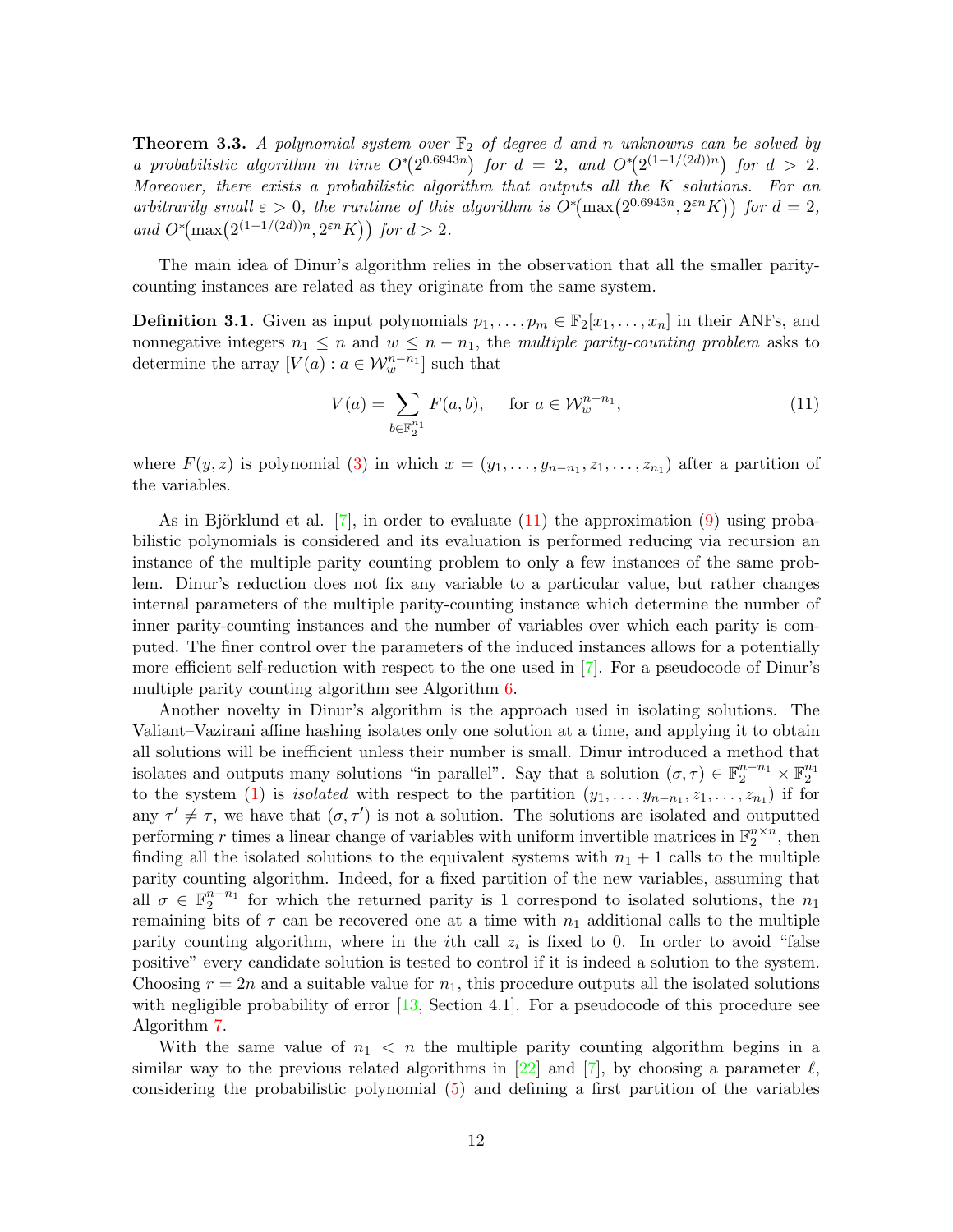**Theorem 3.3.** *A polynomial system over $\mathbb{F}_2$ of degree $d$ and $n$ unknowns can be solved by a probabilistic algorithm in time $O^*\big(2^{0.6943n}\big)$ for $d = 2$, and $O^*\big(2^{(1-1/(2d))n}\big)$ for $d > 2$. Moreover, there exists a probabilistic algorithm that outputs all the $K$ solutions. For an arbitrarily small $\varepsilon > 0$, the runtime of this algorithm is $O^*\big(\max\big(2^{0.6943n}, 2^{\varepsilon n}K\big)\big)$ for $d = 2$, and $O^*\big(\max\big(2^{(1-1/(2d))n}, 2^{\varepsilon n}K\big)\big)$ for $d > 2$.*

The main idea of Dinur's algorithm relies in the observation that all the smaller parity-counting instances are related as they originate from the same system.

**Definition 3.1.** Given as input polynomials $p_1, \ldots, p_m \in \mathbb{F}_2[x_1, \ldots, x_n]$ in their ANFs, and nonnegative integers $n_1 \leq n$ and $w \leq n - n_1$, the *multiple parity-counting problem* asks to determine the array $[V(a) : a \in \mathcal{W}_w^{n-n_1}]$ such that

$$V(a) = \sum_{b \in \mathbb{F}_2^{n_1}} F(a, b), \quad \text{ for } a \in \mathcal{W}_w^{n-n_1}, \tag{11}$$

where $F(y, z)$ is polynomial (3) in which $x = (y_1, \ldots, y_{n-n_1}, z_1, \ldots, z_{n_1})$ after a partition of the variables.

As in Björklund et al. [7], in order to evaluate (11) the approximation (9) using probabilistic polynomials is considered and its evaluation is performed reducing via recursion an instance of the multiple parity counting problem to only a few instances of the same problem. Dinur's reduction does not fix any variable to a particular value, but rather changes internal parameters of the multiple parity-counting instance which determine the number of inner parity-counting instances and the number of variables over which each parity is computed. The finer control over the parameters of the induced instances allows for a potentially more efficient self-reduction with respect to the one used in [7]. For a pseudocode of Dinur's multiple parity counting algorithm see Algorithm 6.

Another novelty in Dinur's algorithm is the approach used in isolating solutions. The Valiant–Vazirani affine hashing isolates only one solution at a time, and applying it to obtain all solutions will be inefficient unless their number is small. Dinur introduced a method that isolates and outputs many solutions "in parallel". Say that a solution $(\sigma, \tau) \in \mathbb{F}_2^{n-n_1} \times \mathbb{F}_2^{n_1}$ to the system (1) is *isolated* with respect to the partition $(y_1, \ldots, y_{n-n_1}, z_1, \ldots, z_{n_1})$ if for any $\tau' \neq \tau$, we have that $(\sigma, \tau')$ is not a solution. The solutions are isolated and outputted performing $r$ times a linear change of variables with uniform invertible matrices in $\mathbb{F}_2^{n \times n}$, then finding all the isolated solutions to the equivalent systems with $n_1 + 1$ calls to the multiple parity counting algorithm. Indeed, for a fixed partition of the new variables, assuming that all $\sigma \in \mathbb{F}_2^{n-n_1}$ for which the returned parity is 1 correspond to isolated solutions, the $n_1$ remaining bits of $\tau$ can be recovered one at a time with $n_1$ additional calls to the multiple parity counting algorithm, where in the $i$th call $z_i$ is fixed to 0. In order to avoid "false positive" every candidate solution is tested to control if it is indeed a solution to the system. Choosing $r = 2n$ and a suitable value for $n_1$, this procedure outputs all the isolated solutions with negligible probability of error [13, Section 4.1]. For a pseudocode of this procedure see Algorithm 7.

With the same value of $n_1 < n$ the multiple parity counting algorithm begins in a similar way to the previous related algorithms in [22] and [7], by choosing a parameter $\ell$, considering the probabilistic polynomial (5) and defining a first partition of the variables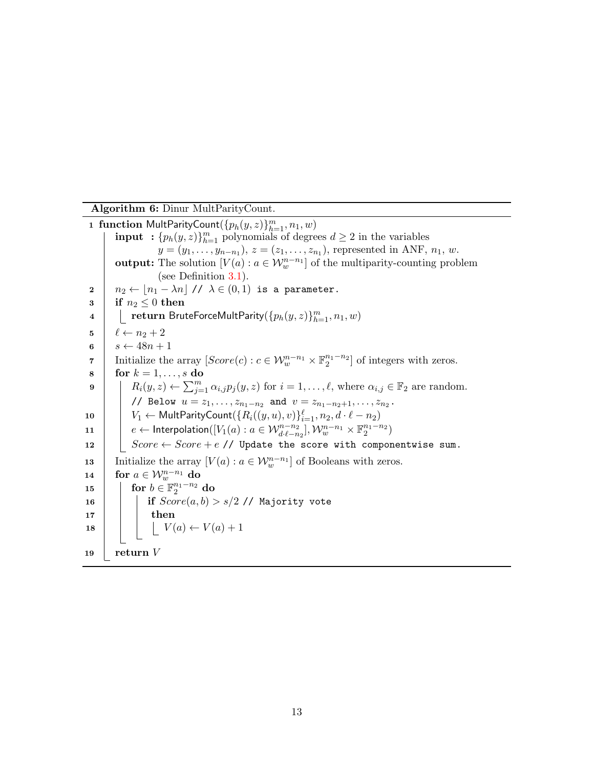**Algorithm 6:** Dinur MultParityCount.

```
1  function MultParityCount({p_h(y, z)}_{h=1}^m, n_1, w)
       input : {p_h(y, z)}_{h=1}^m polynomials of degrees d ≥ 2 in the variables
               y = (y_1, ..., y_{n−n_1}), z = (z_1, ..., z_{n_1}), represented in ANF, n_1, w.
       output: The solution [V(a) : a ∈ W_w^{n−n_1}] of the multiparity-counting problem
               (see Definition 3.1).
2      n_2 ← ⌊n_1 − λn⌋ // λ ∈ (0, 1) is a parameter.
3      if n_2 ≤ 0 then
4          return BruteForceMultParity({p_h(y, z)}_{h=1}^m, n_1, w)
5      ℓ ← n_2 + 2
6      s ← 48n + 1
7      Initialize the array [Score(c) : c ∈ W_w^{n−n_1} × F_2^{n_1−n_2}] of integers with zeros.
8      for k = 1, ..., s do
9          R_i(y, z) ← Σ_{j=1}^m α_{i,j} p_j(y, z) for i = 1, ..., ℓ, where α_{i,j} ∈ F_2 are random.
           // Below u = z_1, ..., z_{n_1−n_2} and v = z_{n_1−n_2+1}, ..., z_{n_2}.
10         V_1 ← MultParityCount({R_i((y, u), v)}_{i=1}^ℓ, n_2, d · ℓ − n_2)
11         e ← Interpolation([V_1(a) : a ∈ W_{d·ℓ−n_2}^{n−n_2}], W_w^{n−n_1} × F_2^{n_1−n_2})
12         Score ← Score + e // Update the score with componentwise sum.
13     Initialize the array [V(a) : a ∈ W_w^{n−n_1}] of Booleans with zeros.
14     for a ∈ W_w^{n−n_1} do
15         for b ∈ F_2^{n_1−n_2} do
16             if Score(a, b) > s/2 // Majority vote
17             then
18                 V(a) ← V(a) + 1
19     return V
```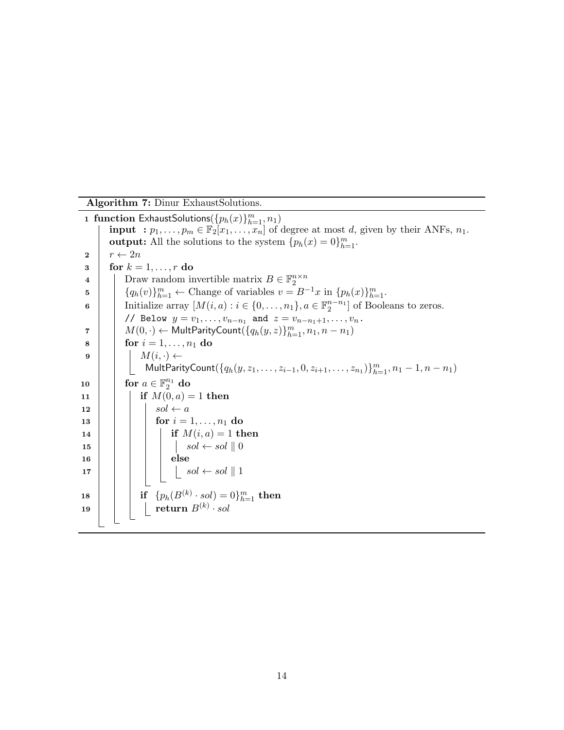**Algorithm 7:** Dinur ExhaustSolutions.

```
1  function ExhaustSolutions({p_h(x)}_{h=1}^m, n_1)
       input  : p_1, ..., p_m ∈ F_2[x_1, ..., x_n] of degree at most d, given by their ANFs, n_1.
       output: All the solutions to the system {p_h(x) = 0}_{h=1}^m.
2      r ← 2n
3      for k = 1, ..., r do
4          Draw random invertible matrix B ∈ F_2^{n×n}
5          {q_h(v)}_{h=1}^m ← Change of variables v = B^{-1}x in {p_h(x)}_{h=1}^m.
6          Initialize array [M(i, a) : i ∈ {0, ..., n_1}, a ∈ F_2^{n-n_1}] of Booleans to zeros.
           // Below y = v_1, ..., v_{n-n_1} and z = v_{n-n_1+1}, ..., v_n.
7          M(0, ·) ← MultParityCount({q_h(y, z)}_{h=1}^m, n_1, n - n_1)
8          for i = 1, ..., n_1 do
9              M(i, ·) ←
                MultParityCount({q_h(y, z_1, ..., z_{i-1}, 0, z_{i+1}, ..., z_{n_1})}_{h=1}^m, n_1 - 1, n - n_1)
10         for a ∈ F_2^{n_1} do
11             if M(0, a) = 1 then
12                 sol ← a
13                 for i = 1, ..., n_1 do
14                     if M(i, a) = 1 then
15                         sol ← sol ‖ 0
16                     else
17                         sol ← sol ‖ 1
18             if {p_h(B^(k) · sol) = 0}_{h=1}^m then
19                 return B^(k) · sol
```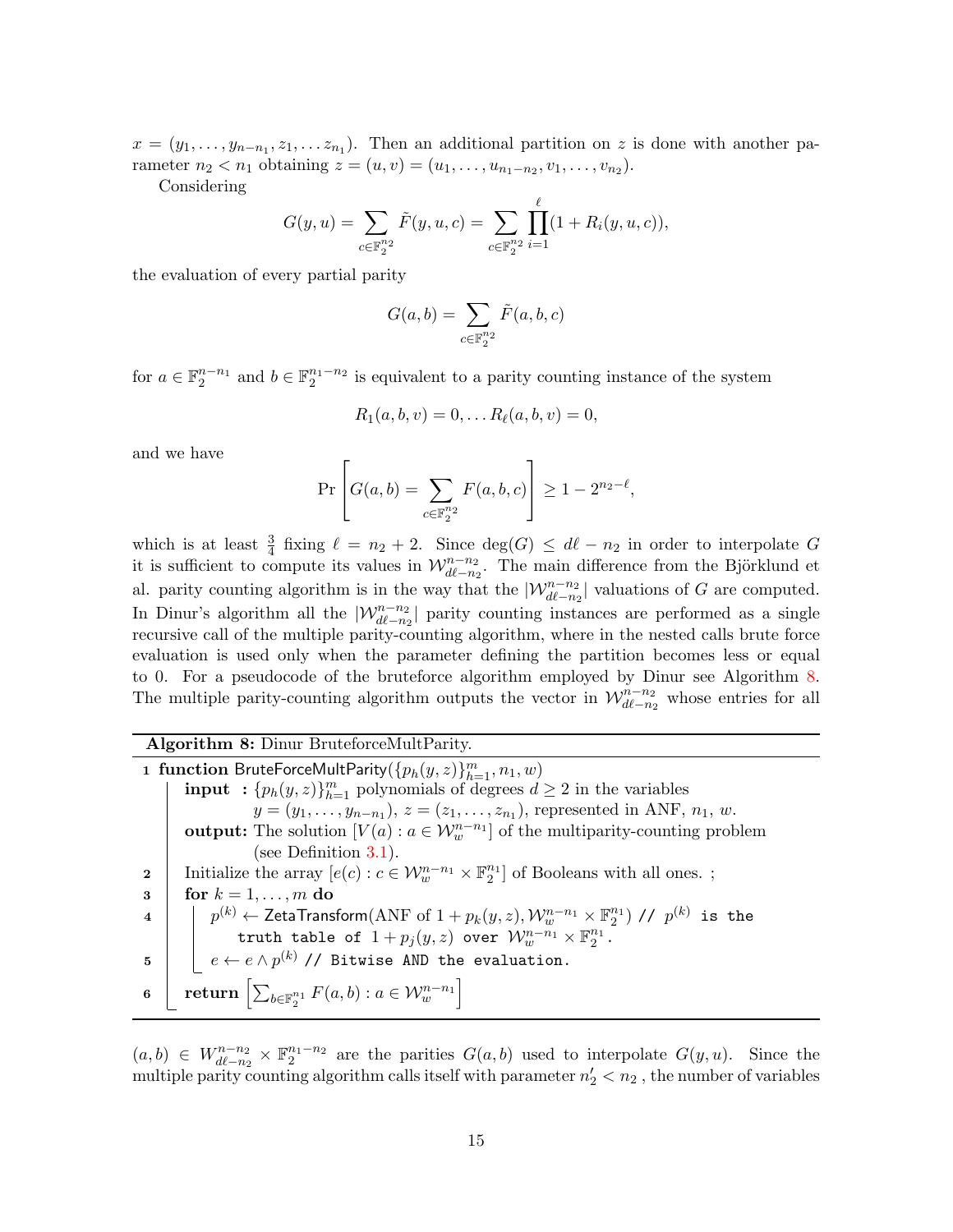$x = (y_1, \ldots, y_{n-n_1}, z_1, \ldots z_{n_1})$. Then an additional partition on $z$ is done with another parameter $n_2 < n_1$ obtaining $z = (u, v) = (u_1, \ldots, u_{n_1-n_2}, v_1, \ldots, v_{n_2})$.

Considering

$$G(y, u) = \sum_{c \in \mathbb{F}_2^{n_2}} \tilde{F}(y, u, c) = \sum_{c \in \mathbb{F}_2^{n_2}} \prod_{i=1}^{\ell} (1 + R_i(y, u, c)),$$

the evaluation of every partial parity

$$G(a, b) = \sum_{c \in \mathbb{F}_2^{n_2}} \tilde{F}(a, b, c)$$

for $a \in \mathbb{F}_2^{n-n_1}$ and $b \in \mathbb{F}_2^{n_1-n_2}$ is equivalent to a parity counting instance of the system

$$R_1(a, b, v) = 0, \ldots R_\ell(a, b, v) = 0,$$

and we have

$$\Pr\left[G(a, b) = \sum_{c \in \mathbb{F}_2^{n_2}} F(a, b, c)\right] \geq 1 - 2^{n_2 - \ell},$$

which is at least $\frac{3}{4}$ fixing $\ell = n_2 + 2$. Since $\deg(G) \leq d\ell - n_2$ in order to interpolate $G$ it is sufficient to compute its values in $\mathcal{W}_{d\ell-n_2}^{n-n_2}$. The main difference from the Björklund et al. parity counting algorithm is in the way that the $|\mathcal{W}_{d\ell-n_2}^{n-n_2}|$ valuations of $G$ are computed. In Dinur's algorithm all the $|\mathcal{W}_{d\ell-n_2}^{n-n_2}|$ parity counting instances are performed as a single recursive call of the multiple parity-counting algorithm, where in the nested calls brute force evaluation is used only when the parameter defining the partition becomes less or equal to 0. For a pseudocode of the bruteforce algorithm employed by Dinur see Algorithm 8. The multiple parity-counting algorithm outputs the vector in $\mathcal{W}_{d\ell-n_2}^{n-n_2}$ whose entries for all

---

**Algorithm 8:** Dinur BruteforceMultParity.

1 **function** BruteForceMultParity($\{p_h(y, z)\}_{h=1}^m, n_1, w$)
  - **input** : $\{p_h(y, z)\}_{h=1}^m$ polynomials of degrees $d \geq 2$ in the variables $y = (y_1, \ldots, y_{n-n_1})$, $z = (z_1, \ldots, z_{n_1})$, represented in ANF, $n_1$, $w$.
  - **output:** The solution $[V(a) : a \in \mathcal{W}_w^{n-n_1}]$ of the multiparity-counting problem (see Definition 3.1).

2   Initialize the array $[e(c) : c \in \mathcal{W}_w^{n-n_1} \times \mathbb{F}_2^{n_1}]$ of Booleans with all ones. ;
3   **for** $k = 1, \ldots, m$ **do**
4     $p^{(k)} \leftarrow$ ZetaTransform(ANF of $1 + p_k(y, z), \mathcal{W}_w^{n-n_1} \times \mathbb{F}_2^{n_1}$) // $p^{(k)}$ is the truth table of $1 + p_j(y, z)$ over $\mathcal{W}_w^{n-n_1} \times \mathbb{F}_2^{n_1}$.
5     $e \leftarrow e \wedge p^{(k)}$ // Bitwise AND the evaluation.
6   **return** $\left[\sum_{b \in \mathbb{F}_2^{n_1}} F(a, b) : a \in \mathcal{W}_w^{n-n_1}\right]$

---

$(a, b) \in W_{d\ell-n_2}^{n-n_2} \times \mathbb{F}_2^{n_1-n_2}$ are the parities $G(a, b)$ used to interpolate $G(y, u)$. Since the multiple parity counting algorithm calls itself with parameter $n_2' < n_2$ , the number of variables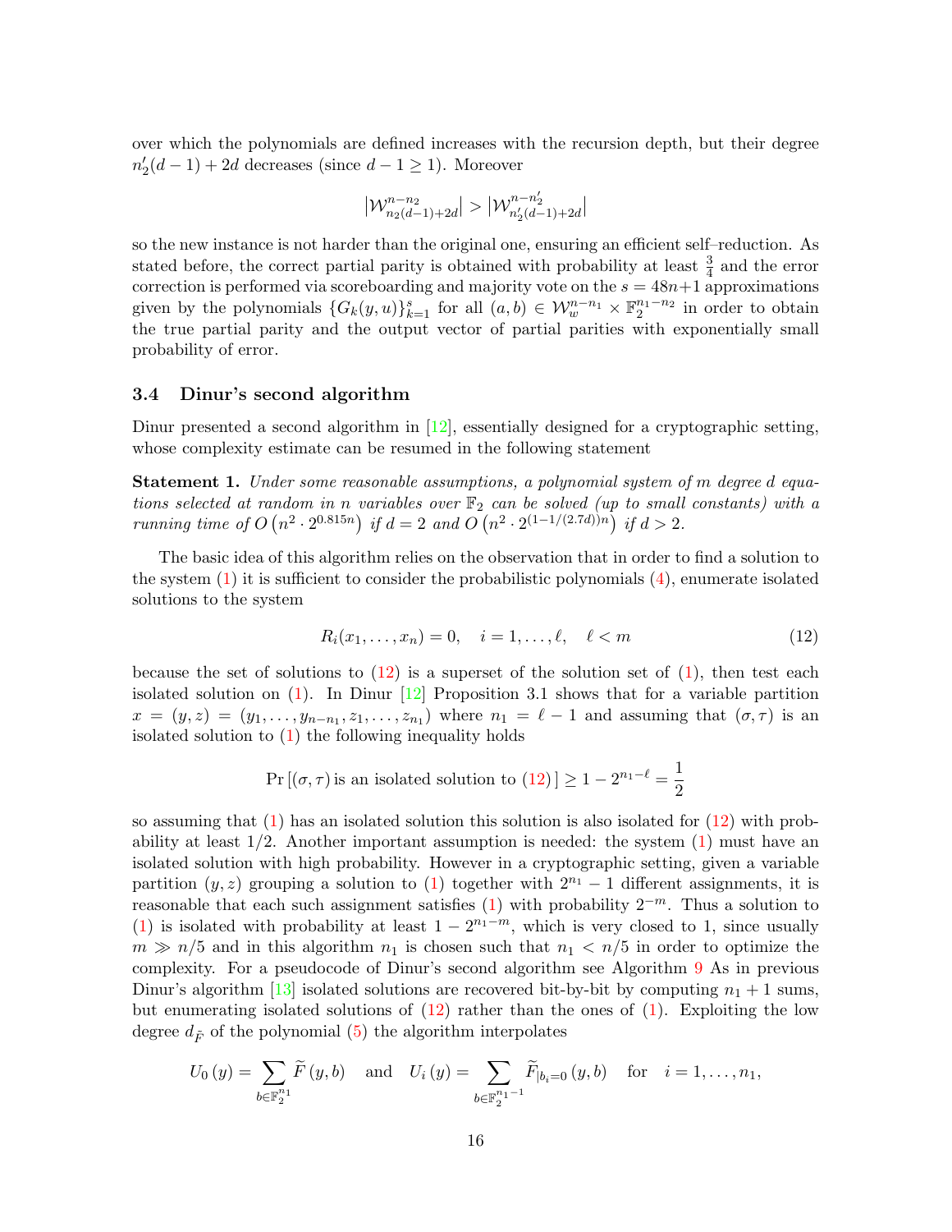over which the polynomials are defined increases with the recursion depth, but their degree $n_2'(d-1)+2d$ decreases (since $d-1 \geq 1$). Moreover

$$\left|\mathcal{W}^{n-n_2}_{n_2(d-1)+2d}\right| > \left|\mathcal{W}^{n-n_2'}_{n_2'(d-1)+2d}\right|$$

so the new instance is not harder than the original one, ensuring an efficient self–reduction. As stated before, the correct partial parity is obtained with probability at least $\frac{3}{4}$ and the error correction is performed via scoreboarding and majority vote on the $s = 48n+1$ approximations given by the polynomials $\{G_k(y,u)\}_{k=1}^{s}$ for all $(a,b) \in \mathcal{W}^{n-n_1}_{w} \times \mathbb{F}_2^{n_1-n_2}$ in order to obtain the true partial parity and the output vector of partial parities with exponentially small probability of error.

### 3.4 Dinur's second algorithm

Dinur presented a second algorithm in [12], essentially designed for a cryptographic setting, whose complexity estimate can be resumed in the following statement

**Statement 1.** *Under some reasonable assumptions, a polynomial system of $m$ degree $d$ equations selected at random in $n$ variables over $\mathbb{F}_2$ can be solved (up to small constants) with a running time of $O\left(n^2 \cdot 2^{0.815n}\right)$ if $d=2$ and $O\left(n^2 \cdot 2^{(1-1/(2.7d))n}\right)$ if $d>2$.*

The basic idea of this algorithm relies on the observation that in order to find a solution to the system (1) it is sufficient to consider the probabilistic polynomials (4), enumerate isolated solutions to the system

$$R_i(x_1,\ldots,x_n) = 0, \quad i=1,\ldots,\ell, \quad \ell < m \tag{12}$$

because the set of solutions to (12) is a superset of the solution set of (1), then test each isolated solution on (1). In Dinur [12] Proposition 3.1 shows that for a variable partition $x = (y,z) = (y_1,\ldots,y_{n-n_1},z_1,\ldots,z_{n_1})$ where $n_1 = \ell - 1$ and assuming that $(\sigma,\tau)$ is an isolated solution to (1) the following inequality holds

$$\Pr\left[(\sigma,\tau)\,\text{is an isolated solution to (12)}\,\right] \geq 1 - 2^{n_1-\ell} = \frac{1}{2}$$

so assuming that (1) has an isolated solution this solution is also isolated for (12) with probability at least $1/2$. Another important assumption is needed: the system (1) must have an isolated solution with high probability. However in a cryptographic setting, given a variable partition $(y,z)$ grouping a solution to (1) together with $2^{n_1}-1$ different assignments, it is reasonable that each such assignment satisfies (1) with probability $2^{-m}$. Thus a solution to (1) is isolated with probability at least $1-2^{n_1-m}$, which is very closed to 1, since usually $m \gg n/5$ and in this algorithm $n_1$ is chosen such that $n_1 < n/5$ in order to optimize the complexity. For a pseudocode of Dinur's second algorithm see Algorithm 9 As in previous Dinur's algorithm [13] isolated solutions are recovered bit-by-bit by computing $n_1+1$ sums, but enumerating isolated solutions of (12) rather than the ones of (1). Exploiting the low degree $d_{\tilde{F}}$ of the polynomial (5) the algorithm interpolates

$$U_0\left(y\right) = \sum_{b \in \mathbb{F}_2^{n_1}} \widetilde{F}\left(y,b\right) \quad \text{and} \quad U_i\left(y\right) = \sum_{b \in \mathbb{F}_2^{n_1-1}} \widetilde{F}_{|b_i=0}\left(y,b\right) \quad \text{for} \quad i=1,\ldots,n_1,$$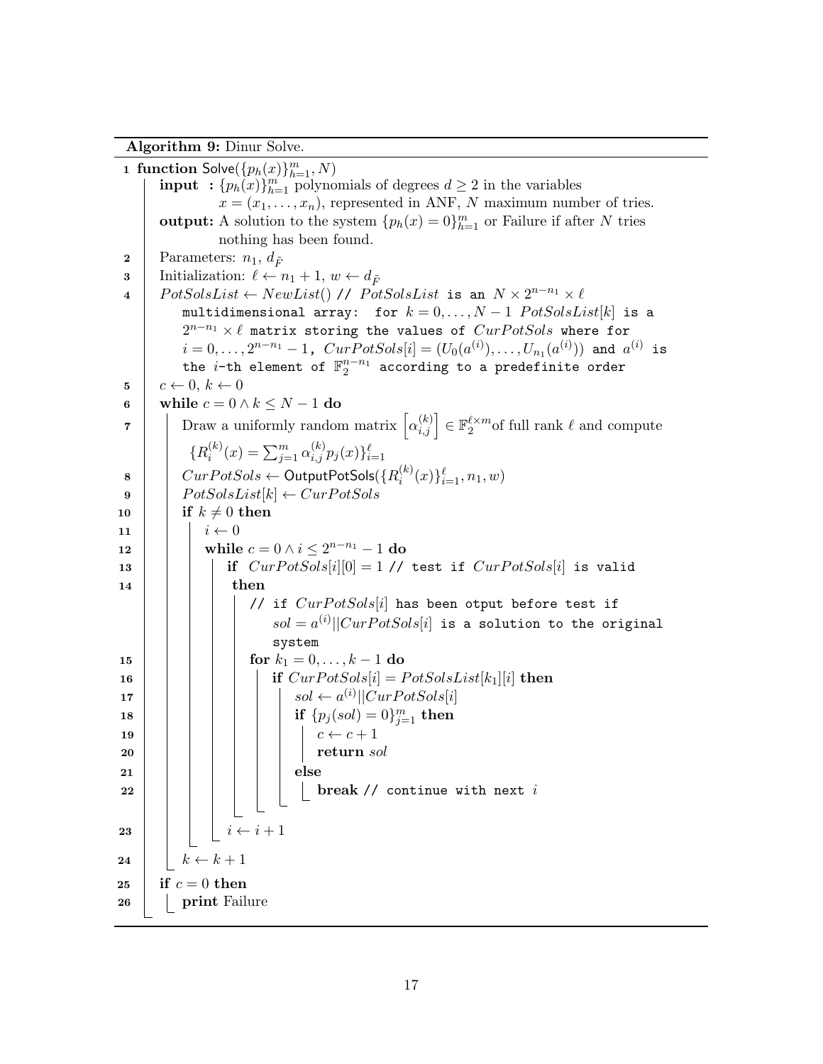**Algorithm 9:** Dinur Solve.

```
1  function Solve({p_h(x)}_{h=1}^m, N)
       input  : {p_h(x)}_{h=1}^m polynomials of degrees d ≥ 2 in the variables
                x = (x_1, ..., x_n), represented in ANF, N maximum number of tries.
       output: A solution to the system {p_h(x) = 0}_{h=1}^m or Failure if after N tries
                nothing has been found.
2      Parameters: n_1, d_F̃
3      Initialization: ℓ ← n_1 + 1, w ← d_F̃
4      PotSolsList ← NewList() // PotSolsList is an N × 2^{n-n_1} × ℓ
           multidimensional array: for k = 0, ..., N-1 PotSolsList[k] is a
           2^{n-n_1} × ℓ matrix storing the values of CurPotSols where for
           i = 0, ..., 2^{n-n_1} - 1, CurPotSols[i] = (U_0(a^(i)), ..., U_{n_1}(a^(i))) and a^(i) is
           the i-th element of F_2^{n-n_1} according to a predefinite order
5      c ← 0, k ← 0
6      while c = 0 ∧ k ≤ N - 1 do
7          Draw a uniformly random matrix [α_{i,j}^(k)] ∈ F_2^{ℓ×m} of full rank ℓ and compute
               {R_i^(k)(x) = Σ_{j=1}^m α_{i,j}^(k) p_j(x)}_{i=1}^ℓ
8          CurPotSols ← OutputPotSols({R_i^(k)(x)}_{i=1}^ℓ, n_1, w)
9          PotSolsList[k] ← CurPotSols
10         if k ≠ 0 then
11             i ← 0
12             while c = 0 ∧ i ≤ 2^{n-n_1} - 1 do
13                 if CurPotSols[i][0] = 1 // test if CurPotSols[i] is valid
14                  then
                       // if CurPotSols[i] has been otput before test if
                           sol = a^(i)||CurPotSols[i] is a solution to the original
                           system
15                     for k_1 = 0, ..., k-1 do
16                         if CurPotSols[i] = PotSolsList[k_1][i] then
17                             sol ← a^(i)||CurPotSols[i]
18                             if {p_j(sol) = 0}_{j=1}^m then
19                                 c ← c + 1
20                                 return sol
21                             else
22                                 break // continue with next i
23                 i ← i + 1
24         k ← k + 1
25     if c = 0 then
26         print Failure
```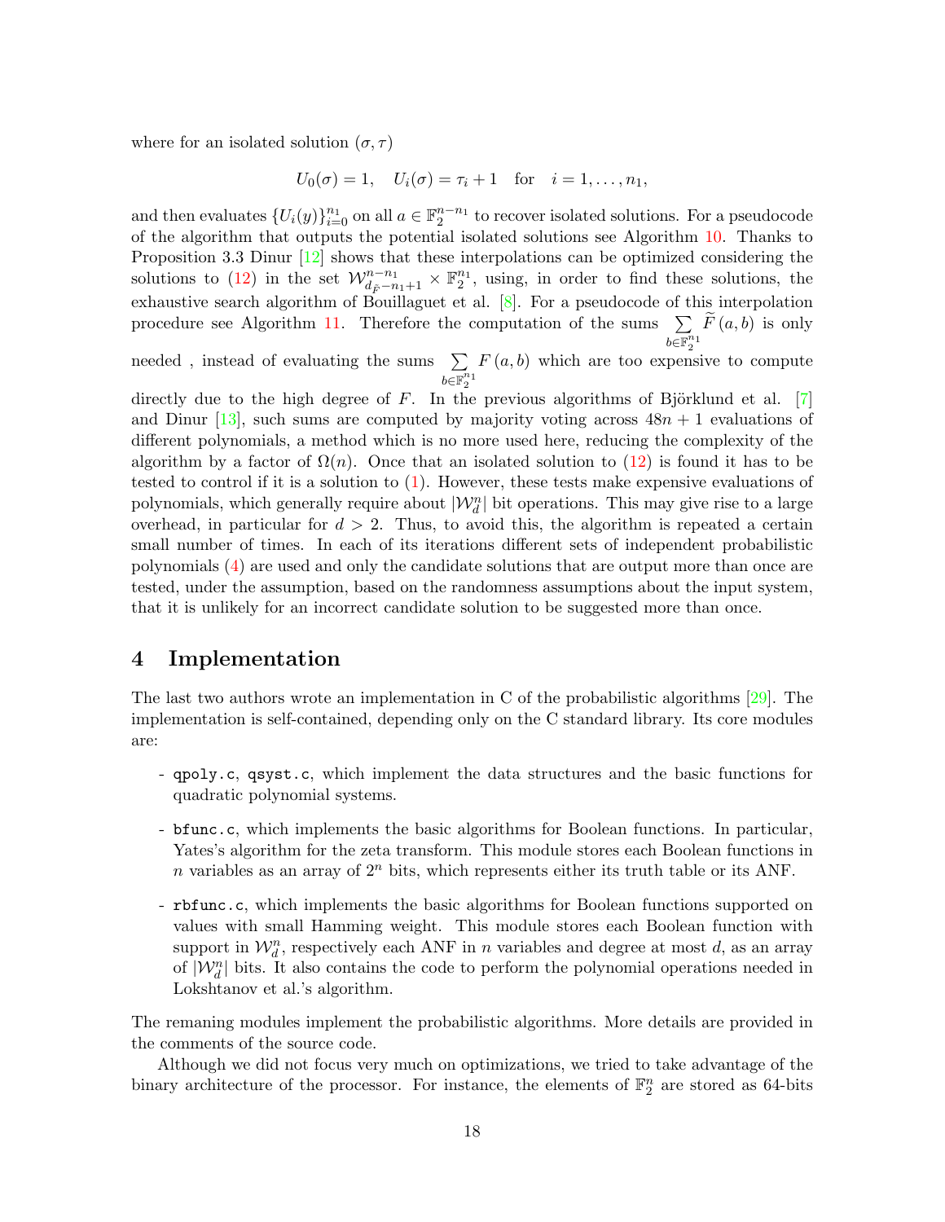where for an isolated solution $(\sigma, \tau)$

$$U_0(\sigma) = 1, \quad U_i(\sigma) = \tau_i + 1 \quad \text{for} \quad i = 1, \ldots, n_1,$$

and then evaluates $\{U_i(y)\}_{i=0}^{n_1}$ on all $a \in \mathbb{F}_2^{n-n_1}$ to recover isolated solutions. For a pseudocode of the algorithm that outputs the potential isolated solutions see Algorithm 10. Thanks to Proposition 3.3 Dinur [12] shows that these interpolations can be optimized considering the solutions to (12) in the set $\mathcal{W}_{d_{\tilde{F}}-n_1+1}^{n-n_1} \times \mathbb{F}_2^{n_1}$, using, in order to find these solutions, the exhaustive search algorithm of Bouillaguet et al. [8]. For a pseudocode of this interpolation procedure see Algorithm 11. Therefore the computation of the sums $\sum_{b \in \mathbb{F}_2^{n_1}} \widetilde{F}(a, b)$ is only needed , instead of evaluating the sums $\sum_{b \in \mathbb{F}_2^{n_1}} F(a, b)$ which are too expensive to compute directly due to the high degree of $F$. In the previous algorithms of Björklund et al. [7] and Dinur [13], such sums are computed by majority voting across $48n + 1$ evaluations of different polynomials, a method which is no more used here, reducing the complexity of the algorithm by a factor of $\Omega(n)$. Once that an isolated solution to (12) is found it has to be tested to control if it is a solution to (1). However, these tests make expensive evaluations of polynomials, which generally require about $|\mathcal{W}_d^n|$ bit operations. This may give rise to a large overhead, in particular for $d > 2$. Thus, to avoid this, the algorithm is repeated a certain small number of times. In each of its iterations different sets of independent probabilistic polynomials (4) are used and only the candidate solutions that are output more than once are tested, under the assumption, based on the randomness assumptions about the input system, that it is unlikely for an incorrect candidate solution to be suggested more than once.

# 4 Implementation

The last two authors wrote an implementation in C of the probabilistic algorithms [29]. The implementation is self-contained, depending only on the C standard library. Its core modules are:

- `qpoly.c`, `qsyst.c`, which implement the data structures and the basic functions for quadratic polynomial systems.

- `bfunc.c`, which implements the basic algorithms for Boolean functions. In particular, Yates's algorithm for the zeta transform. This module stores each Boolean functions in $n$ variables as an array of $2^n$ bits, which represents either its truth table or its ANF.

- `rbfunc.c`, which implements the basic algorithms for Boolean functions supported on values with small Hamming weight. This module stores each Boolean function with support in $\mathcal{W}_d^n$, respectively each ANF in $n$ variables and degree at most $d$, as an array of $|\mathcal{W}_d^n|$ bits. It also contains the code to perform the polynomial operations needed in Lokshtanov et al.'s algorithm.

The remaning modules implement the probabilistic algorithms. More details are provided in the comments of the source code.

Although we did not focus very much on optimizations, we tried to take advantage of the binary architecture of the processor. For instance, the elements of $\mathbb{F}_2^n$ are stored as 64-bits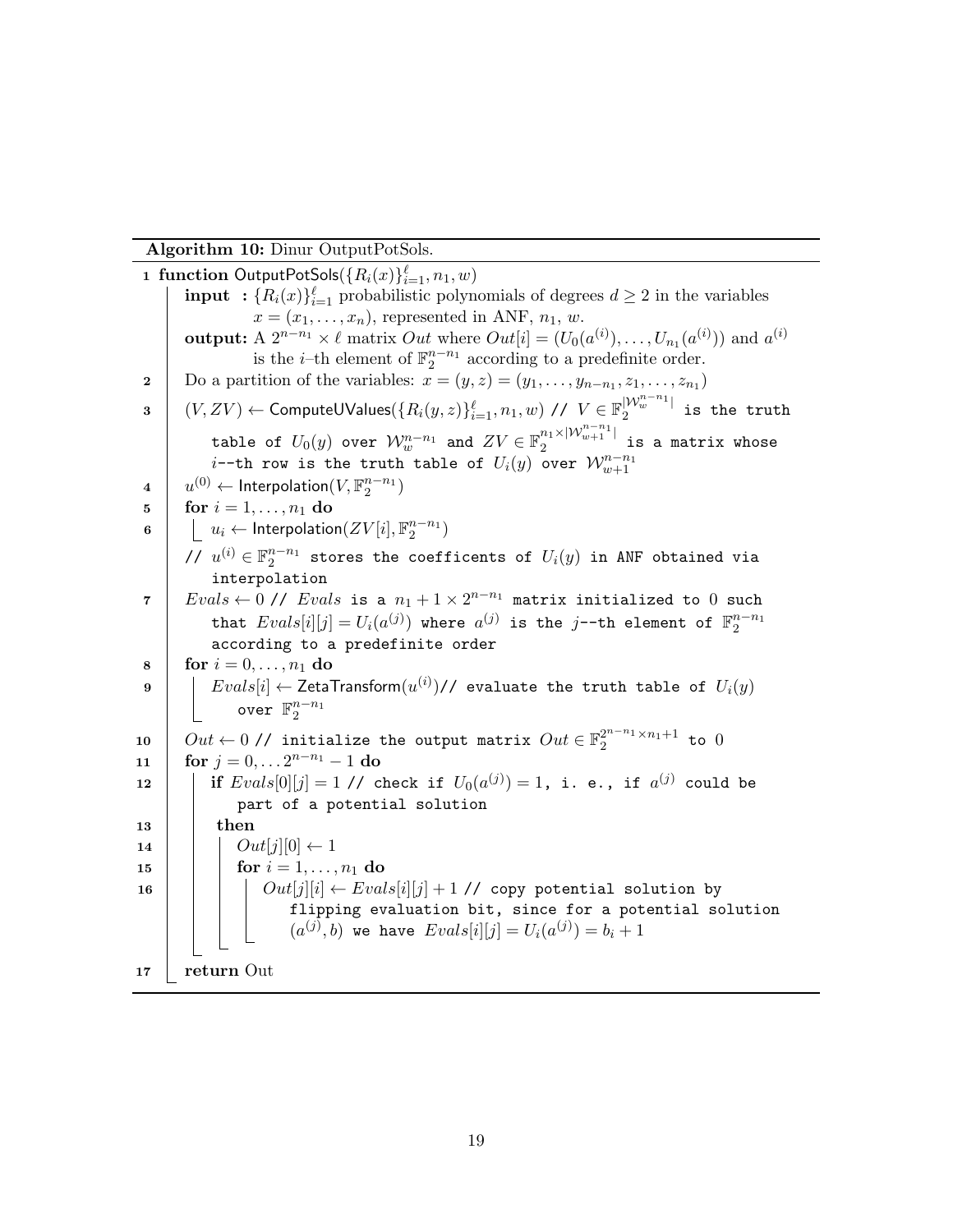**Algorithm 10:** Dinur OutputPotSols.

```
1  function OutputPotSols({R_i(x)}_{i=1}^ℓ, n_1, w)
       input : {R_i(x)}_{i=1}^ℓ probabilistic polynomials of degrees d ≥ 2 in the variables
               x = (x_1, ..., x_n), represented in ANF, n_1, w.
       output: A 2^{n-n_1} × ℓ matrix Out where Out[i] = (U_0(a^(i)), ..., U_{n_1}(a^(i))) and a^(i)
               is the i–th element of F_2^{n-n_1} according to a predefinite order.
2      Do a partition of the variables: x = (y, z) = (y_1, ..., y_{n-n_1}, z_1, ..., z_{n_1})
3      (V, ZV) ← ComputeUValues({R_i(y, z)}_{i=1}^ℓ, n_1, w) // V ∈ F_2^{|W_w^{n-n_1}|} is the truth
           table of U_0(y) over W_w^{n-n_1} and ZV ∈ F_2^{n_1×|W_{w+1}^{n-n_1}|} is a matrix whose
           i--th row is the truth table of U_i(y) over W_{w+1}^{n-n_1}
4      u^(0) ← Interpolation(V, F_2^{n-n_1})
5      for i = 1, ..., n_1 do
6          u_i ← Interpolation(ZV[i], F_2^{n-n_1})
       // u^(i) ∈ F_2^{n-n_1} stores the coefficents of U_i(y) in ANF obtained via
           interpolation
7      Evals ← 0 // Evals is a n_1 + 1 × 2^{n-n_1} matrix initialized to 0 such
           that Evals[i][j] = U_i(a^(j)) where a^(j) is the j--th element of F_2^{n-n_1}
           according to a predefinite order
8      for i = 0, ..., n_1 do
9          Evals[i] ← ZetaTransform(u^(i))// evaluate the truth table of U_i(y)
               over F_2^{n-n_1}
10     Out ← 0 // initialize the output matrix Out ∈ F_2^{2^{n-n_1}×n_1+1} to 0
11     for j = 0, ... 2^{n-n_1} - 1 do
12         if Evals[0][j] = 1 // check if U_0(a^(j)) = 1, i. e., if a^(j) could be
               part of a potential solution
13         then
14             Out[j][0] ← 1
15             for i = 1, ..., n_1 do
16                 Out[j][i] ← Evals[i][j] + 1 // copy potential solution by
                       flipping evaluation bit, since for a potential solution
                       (a^(j), b) we have Evals[i][j] = U_i(a^(j)) = b_i + 1
17     return Out
```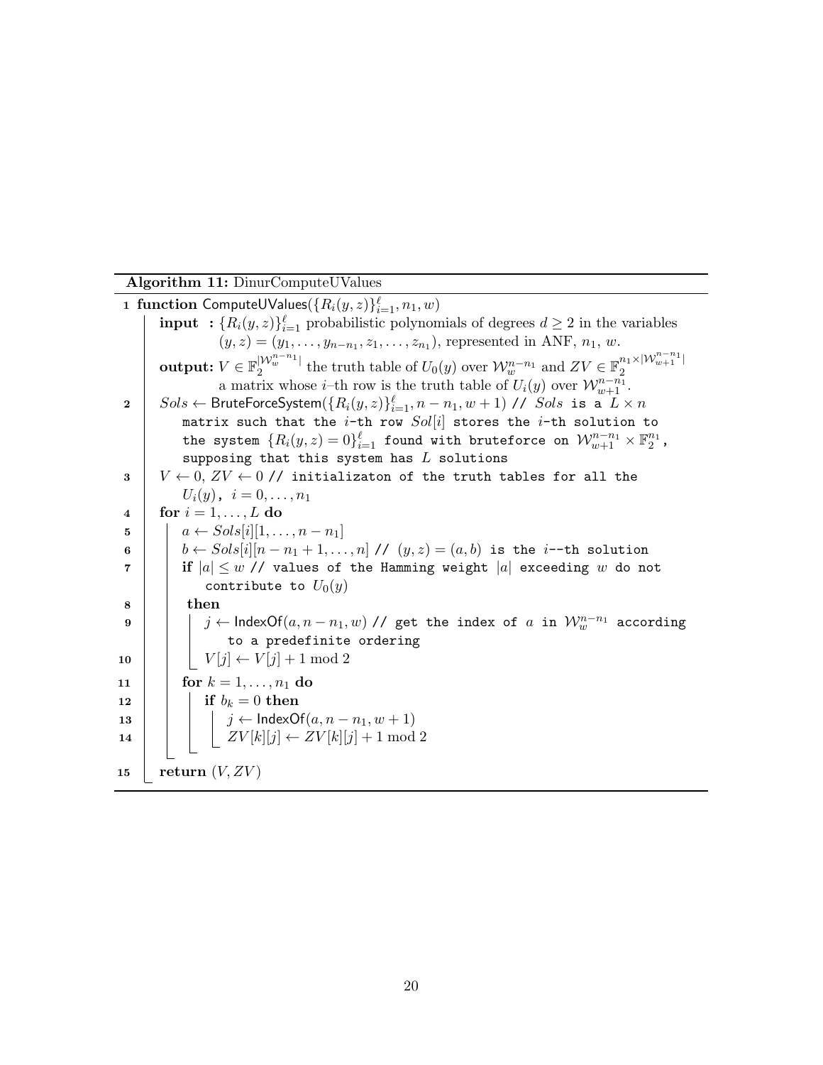**Algorithm 11:** DinurComputeUValues

```
1  function ComputeUValues({R_i(y,z)}_{i=1}^ℓ, n_1, w)
       input : {R_i(y,z)}_{i=1}^ℓ probabilistic polynomials of degrees d ≥ 2 in the variables
               (y,z) = (y_1,...,y_{n−n_1}, z_1,...,z_{n_1}), represented in ANF, n_1, w.
       output: V ∈ F_2^{|W_w^{n−n_1}|} the truth table of U_0(y) over W_w^{n−n_1} and ZV ∈ F_2^{n_1×|W_{w+1}^{n−n_1}|}
               a matrix whose i–th row is the truth table of U_i(y) over W_{w+1}^{n−n_1}.
2      Sols ← BruteForceSystem({R_i(y,z)}_{i=1}^ℓ, n − n_1, w + 1) // Sols is a L × n
           matrix such that the i-th row Sol[i] stores the i-th solution to
           the system {R_i(y,z) = 0}_{i=1}^ℓ found with bruteforce on W_{w+1}^{n−n_1} × F_2^{n_1},
           supposing that this system has L solutions
3      V ← 0, ZV ← 0 // initializaton of the truth tables for all the
           U_i(y), i = 0,...,n_1
4      for i = 1,...,L do
5          a ← Sols[i][1,...,n − n_1]
6          b ← Sols[i][n − n_1 + 1,...,n] // (y,z) = (a,b) is the i--th solution
7          if |a| ≤ w // values of the Hamming weight |a| exceeding w do not
               contribute to U_0(y)
8          then
9              j ← IndexOf(a, n − n_1, w) // get the index of a in W_w^{n−n_1} according
                   to a predefinite ordering
10             V[j] ← V[j] + 1 mod 2
11         for k = 1,...,n_1 do
12             if b_k = 0 then
13                 j ← IndexOf(a, n − n_1, w + 1)
14                 ZV[k][j] ← ZV[k][j] + 1 mod 2
15     return (V, ZV)
```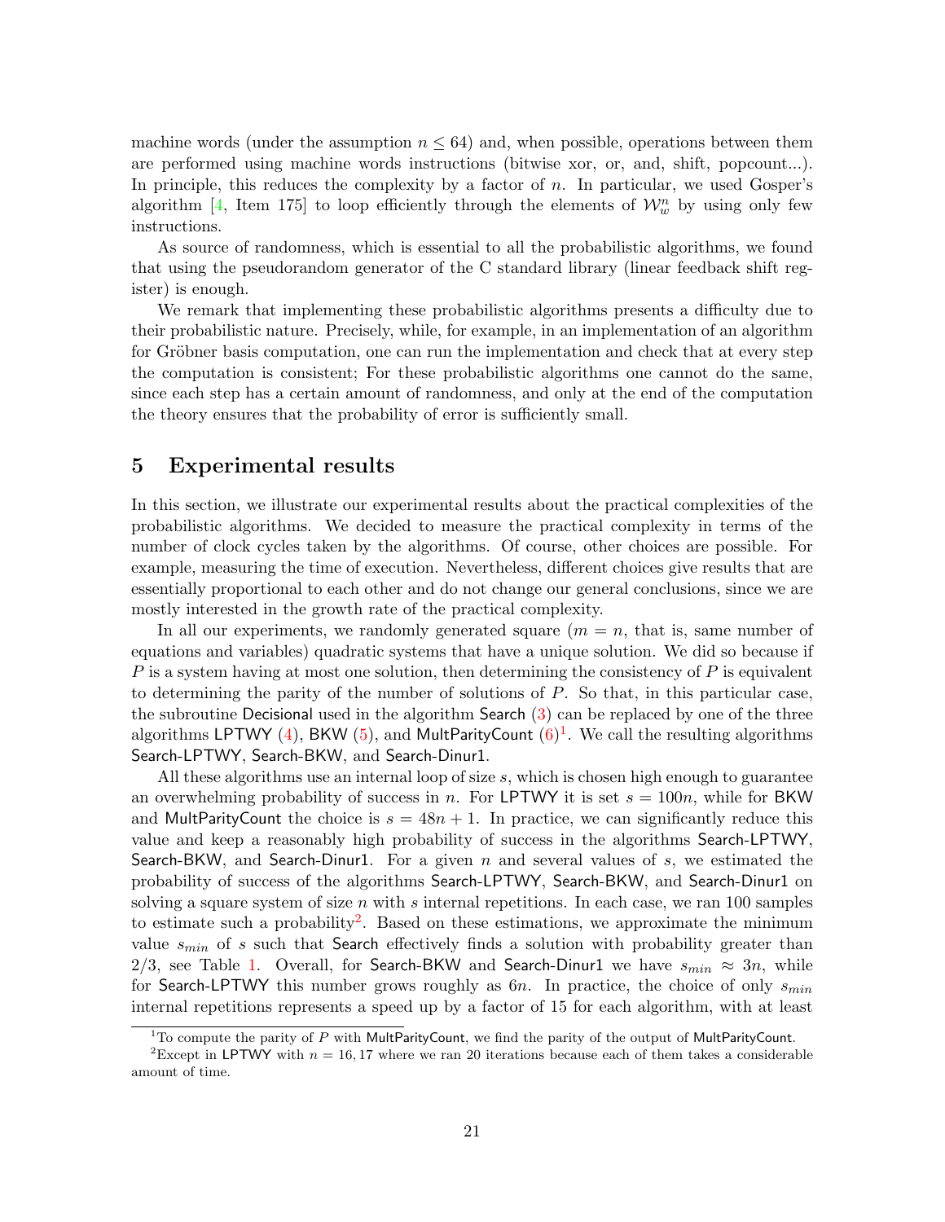machine words (under the assumption $n \leq 64$) and, when possible, operations between them are performed using machine words instructions (bitwise xor, or, and, shift, popcount...). In principle, this reduces the complexity by a factor of $n$. In particular, we used Gosper's algorithm [4, Item 175] to loop efficiently through the elements of $\mathcal{W}_w^n$ by using only few instructions.

As source of randomness, which is essential to all the probabilistic algorithms, we found that using the pseudorandom generator of the C standard library (linear feedback shift register) is enough.

We remark that implementing these probabilistic algorithms presents a difficulty due to their probabilistic nature. Precisely, while, for example, in an implementation of an algorithm for Gröbner basis computation, one can run the implementation and check that at every step the computation is consistent; For these probabilistic algorithms one cannot do the same, since each step has a certain amount of randomness, and only at the end of the computation the theory ensures that the probability of error is sufficiently small.

## 5 Experimental results

In this section, we illustrate our experimental results about the practical complexities of the probabilistic algorithms. We decided to measure the practical complexity in terms of the number of clock cycles taken by the algorithms. Of course, other choices are possible. For example, measuring the time of execution. Nevertheless, different choices give results that are essentially proportional to each other and do not change our general conclusions, since we are mostly interested in the growth rate of the practical complexity.

In all our experiments, we randomly generated square ($m = n$, that is, same number of equations and variables) quadratic systems that have a unique solution. We did so because if $P$ is a system having at most one solution, then determining the consistency of $P$ is equivalent to determining the parity of the number of solutions of $P$. So that, in this particular case, the subroutine Decisional used in the algorithm Search (3) can be replaced by one of the three algorithms LPTWY (4), BKW (5), and MultParityCount (6)[1]. We call the resulting algorithms Search-LPTWY, Search-BKW, and Search-Dinur1.

All these algorithms use an internal loop of size $s$, which is chosen high enough to guarantee an overwhelming probability of success in $n$. For LPTWY it is set $s = 100n$, while for BKW and MultParityCount the choice is $s = 48n + 1$. In practice, we can significantly reduce this value and keep a reasonably high probability of success in the algorithms Search-LPTWY, Search-BKW, and Search-Dinur1. For a given $n$ and several values of $s$, we estimated the probability of success of the algorithms Search-LPTWY, Search-BKW, and Search-Dinur1 on solving a square system of size $n$ with $s$ internal repetitions. In each case, we ran 100 samples to estimate such a probability[2]. Based on these estimations, we approximate the minimum value $s_{min}$ of $s$ such that Search effectively finds a solution with probability greater than $2/3$, see Table 1. Overall, for Search-BKW and Search-Dinur1 we have $s_{min} \approx 3n$, while for Search-LPTWY this number grows roughly as $6n$. In practice, the choice of only $s_{min}$ internal repetitions represents a speed up by a factor of 15 for each algorithm, with at least

[1] To compute the parity of $P$ with MultParityCount, we find the parity of the output of MultParityCount.

[2] Except in LPTWY with $n = 16, 17$ where we ran 20 iterations because each of them takes a considerable amount of time.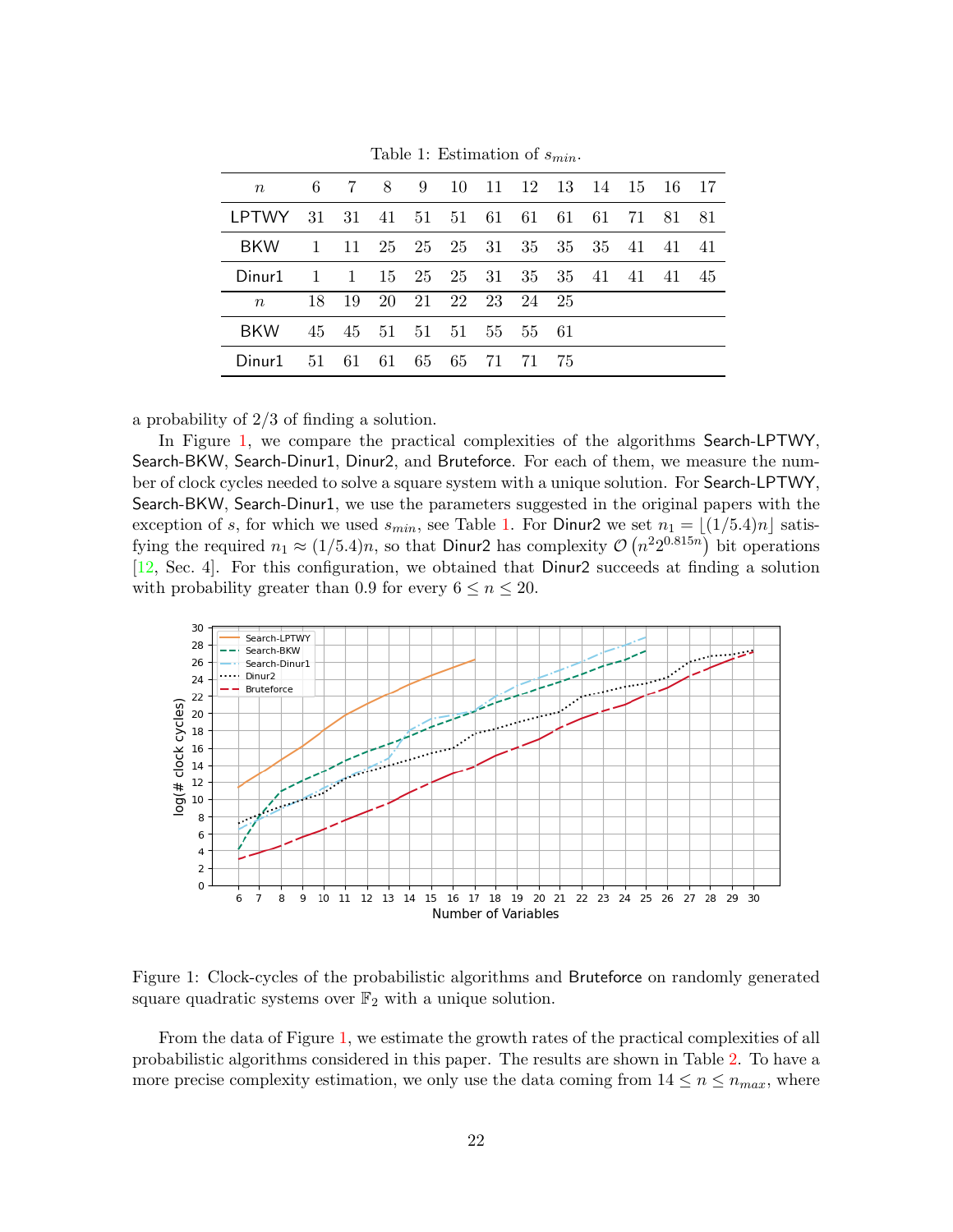Table 1: Estimation of $s_{min}$.

| $n$ | 6 | 7 | 8 | 9 | 10 | 11 | 12 | 13 | 14 | 15 | 16 | 17 |
|---|---|---|---|---|---|---|---|---|---|---|---|---|
| LPTWY | 31 | 31 | 41 | 51 | 51 | 61 | 61 | 61 | 61 | 71 | 81 | 81 |
| BKW | 1 | 11 | 25 | 25 | 25 | 31 | 35 | 35 | 35 | 41 | 41 | 41 |
| Dinur1 | 1 | 1 | 15 | 25 | 25 | 31 | 35 | 35 | 41 | 41 | 41 | 45 |
| $n$ | 18 | 19 | 20 | 21 | 22 | 23 | 24 | 25 | | | | |
| BKW | 45 | 45 | 51 | 51 | 51 | 55 | 55 | 61 | | | | |
| Dinur1 | 51 | 61 | 61 | 65 | 65 | 71 | 71 | 75 | | | | |

a probability of 2/3 of finding a solution.

In Figure 1, we compare the practical complexities of the algorithms Search-LPTWY, Search-BKW, Search-Dinur1, Dinur2, and Bruteforce. For each of them, we measure the number of clock cycles needed to solve a square system with a unique solution. For Search-LPTWY, Search-BKW, Search-Dinur1, we use the parameters suggested in the original papers with the exception of $s$, for which we used $s_{min}$, see Table 1. For Dinur2 we set $n_1 = \lfloor (1/5.4)n \rfloor$ satisfying the required $n_1 \approx (1/5.4)n$, so that Dinur2 has complexity $\mathcal{O}\left(n^2 2^{0.815n}\right)$ bit operations [12, Sec. 4]. For this configuration, we obtained that Dinur2 succeeds at finding a solution with probability greater than 0.9 for every $6 \leq n \leq 20$.

Figure 1: Clock-cycles of the probabilistic algorithms and Bruteforce on randomly generated square quadratic systems over $\mathbb{F}_2$ with a unique solution.

From the data of Figure 1, we estimate the growth rates of the practical complexities of all probabilistic algorithms considered in this paper. The results are shown in Table 2. To have a more precise complexity estimation, we only use the data coming from $14 \leq n \leq n_{max}$, where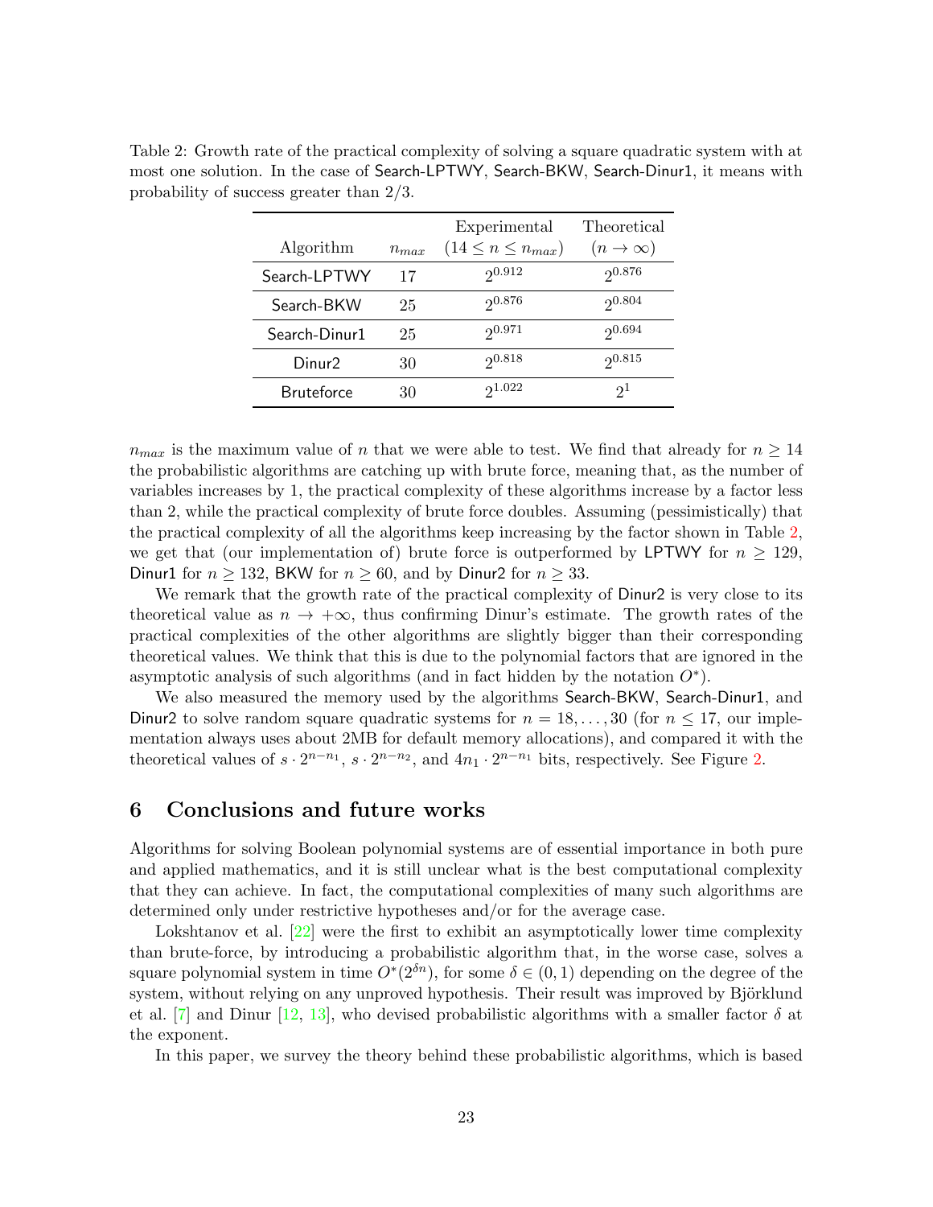Table 2: Growth rate of the practical complexity of solving a square quadratic system with at most one solution. In the case of Search-LPTWY, Search-BKW, Search-Dinur1, it means with probability of success greater than 2/3.

| Algorithm | $n_{max}$ | Experimental ($14 \leq n \leq n_{max}$) | Theoretical ($n \to \infty$) |
|---|---|---|---|
| Search-LPTWY | 17 | $2^{0.912}$ | $2^{0.876}$ |
| Search-BKW | 25 | $2^{0.876}$ | $2^{0.804}$ |
| Search-Dinur1 | 25 | $2^{0.971}$ | $2^{0.694}$ |
| Dinur2 | 30 | $2^{0.818}$ | $2^{0.815}$ |
| Bruteforce | 30 | $2^{1.022}$ | $2^{1}$ |

$n_{max}$ is the maximum value of $n$ that we were able to test. We find that already for $n \geq 14$ the probabilistic algorithms are catching up with brute force, meaning that, as the number of variables increases by 1, the practical complexity of these algorithms increase by a factor less than 2, while the practical complexity of brute force doubles. Assuming (pessimistically) that the practical complexity of all the algorithms keep increasing by the factor shown in Table 2, we get that (our implementation of) brute force is outperformed by LPTWY for $n \geq 129$, Dinur1 for $n \geq 132$, BKW for $n \geq 60$, and by Dinur2 for $n \geq 33$.

We remark that the growth rate of the practical complexity of Dinur2 is very close to its theoretical value as $n \to +\infty$, thus confirming Dinur's estimate. The growth rates of the practical complexities of the other algorithms are slightly bigger than their corresponding theoretical values. We think that this is due to the polynomial factors that are ignored in the asymptotic analysis of such algorithms (and in fact hidden by the notation $O^*$).

We also measured the memory used by the algorithms Search-BKW, Search-Dinur1, and Dinur2 to solve random square quadratic systems for $n = 18, \ldots, 30$ (for $n \leq 17$, our implementation always uses about 2MB for default memory allocations), and compared it with the theoretical values of $s \cdot 2^{n-n_1}$, $s \cdot 2^{n-n_2}$, and $4n_1 \cdot 2^{n-n_1}$ bits, respectively. See Figure 2.

## 6 Conclusions and future works

Algorithms for solving Boolean polynomial systems are of essential importance in both pure and applied mathematics, and it is still unclear what is the best computational complexity that they can achieve. In fact, the computational complexities of many such algorithms are determined only under restrictive hypotheses and/or for the average case.

Lokshtanov et al. [22] were the first to exhibit an asymptotically lower time complexity than brute-force, by introducing a probabilistic algorithm that, in the worse case, solves a square polynomial system in time $O^*(2^{\delta n})$, for some $\delta \in (0, 1)$ depending on the degree of the system, without relying on any unproved hypothesis. Their result was improved by Björklund et al. [7] and Dinur [12, 13], who devised probabilistic algorithms with a smaller factor $\delta$ at the exponent.

In this paper, we survey the theory behind these probabilistic algorithms, which is based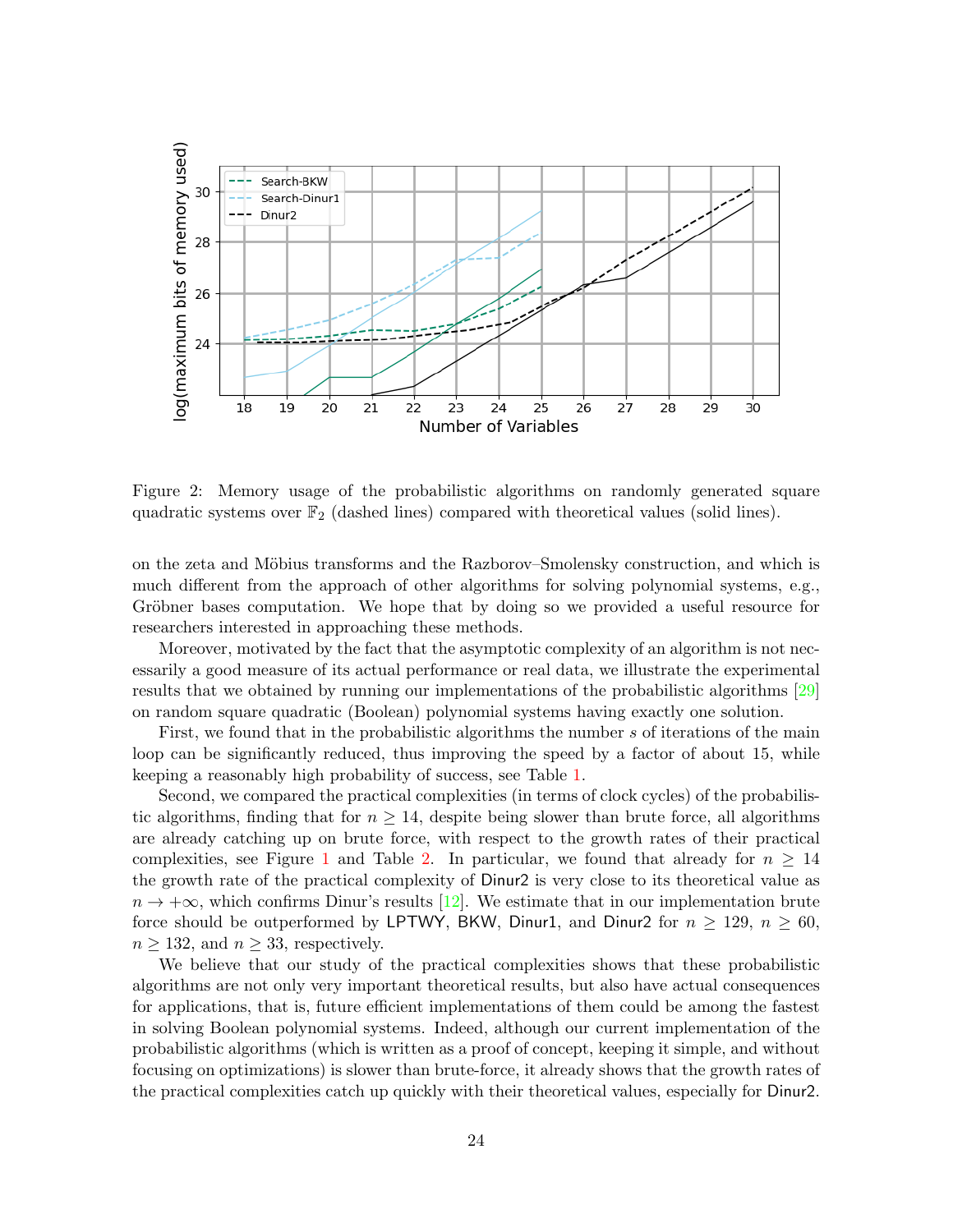Figure 2: Memory usage of the probabilistic algorithms on randomly generated square quadratic systems over $\mathbb{F}_2$ (dashed lines) compared with theoretical values (solid lines).

on the zeta and Möbius transforms and the Razborov–Smolensky construction, and which is much different from the approach of other algorithms for solving polynomial systems, e.g., Gröbner bases computation. We hope that by doing so we provided a useful resource for researchers interested in approaching these methods.

Moreover, motivated by the fact that the asymptotic complexity of an algorithm is not necessarily a good measure of its actual performance or real data, we illustrate the experimental results that we obtained by running our implementations of the probabilistic algorithms [29] on random square quadratic (Boolean) polynomial systems having exactly one solution.

First, we found that in the probabilistic algorithms the number $s$ of iterations of the main loop can be significantly reduced, thus improving the speed by a factor of about 15, while keeping a reasonably high probability of success, see Table 1.

Second, we compared the practical complexities (in terms of clock cycles) of the probabilistic algorithms, finding that for $n \geq 14$, despite being slower than brute force, all algorithms are already catching up on brute force, with respect to the growth rates of their practical complexities, see Figure 1 and Table 2. In particular, we found that already for $n \geq 14$ the growth rate of the practical complexity of Dinur2 is very close to its theoretical value as $n \to +\infty$, which confirms Dinur's results [12]. We estimate that in our implementation brute force should be outperformed by LPTWY, BKW, Dinur1, and Dinur2 for $n \geq 129$, $n \geq 60$, $n \geq 132$, and $n \geq 33$, respectively.

We believe that our study of the practical complexities shows that these probabilistic algorithms are not only very important theoretical results, but also have actual consequences for applications, that is, future efficient implementations of them could be among the fastest in solving Boolean polynomial systems. Indeed, although our current implementation of the probabilistic algorithms (which is written as a proof of concept, keeping it simple, and without focusing on optimizations) is slower than brute-force, it already shows that the growth rates of the practical complexities catch up quickly with their theoretical values, especially for Dinur2.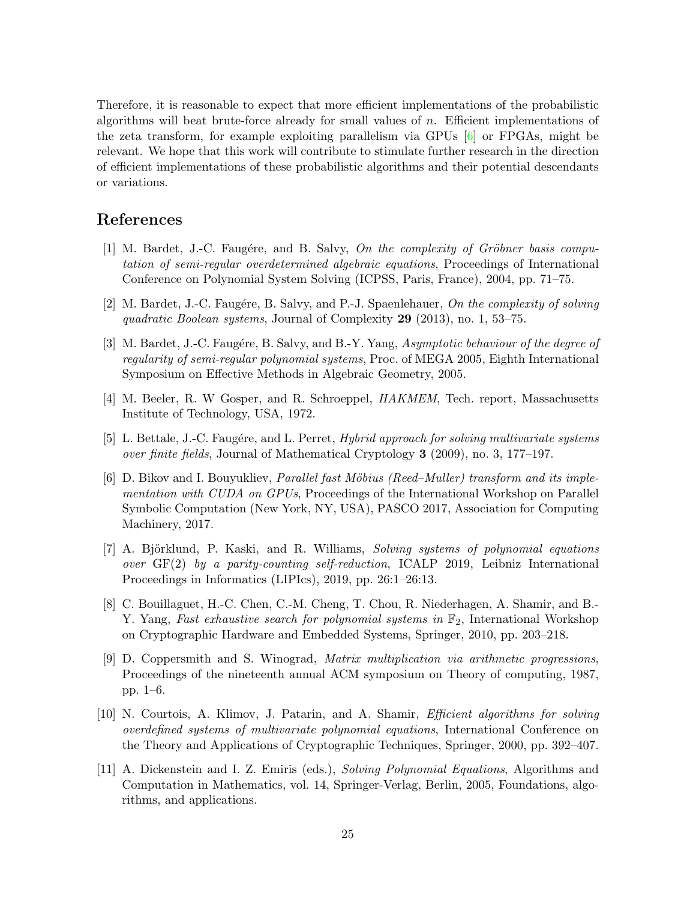Therefore, it is reasonable to expect that more efficient implementations of the probabilistic algorithms will beat brute-force already for small values of $n$. Efficient implementations of the zeta transform, for example exploiting parallelism via GPUs [6] or FPGAs, might be relevant. We hope that this work will contribute to stimulate further research in the direction of efficient implementations of these probabilistic algorithms and their potential descendants or variations.

# References

[1] M. Bardet, J.-C. Faugére, and B. Salvy, *On the complexity of Gröbner basis computation of semi-regular overdetermined algebraic equations*, Proceedings of International Conference on Polynomial System Solving (ICPSS, Paris, France), 2004, pp. 71–75.

[2] M. Bardet, J.-C. Faugére, B. Salvy, and P.-J. Spaenlehauer, *On the complexity of solving quadratic Boolean systems*, Journal of Complexity **29** (2013), no. 1, 53–75.

[3] M. Bardet, J.-C. Faugére, B. Salvy, and B.-Y. Yang, *Asymptotic behaviour of the degree of regularity of semi-regular polynomial systems*, Proc. of MEGA 2005, Eighth International Symposium on Effective Methods in Algebraic Geometry, 2005.

[4] M. Beeler, R. W Gosper, and R. Schroeppel, *HAKMEM*, Tech. report, Massachusetts Institute of Technology, USA, 1972.

[5] L. Bettale, J.-C. Faugére, and L. Perret, *Hybrid approach for solving multivariate systems over finite fields*, Journal of Mathematical Cryptology **3** (2009), no. 3, 177–197.

[6] D. Bikov and I. Bouyukliev, *Parallel fast Möbius (Reed–Muller) transform and its implementation with CUDA on GPUs*, Proceedings of the International Workshop on Parallel Symbolic Computation (New York, NY, USA), PASCO 2017, Association for Computing Machinery, 2017.

[7] A. Björklund, P. Kaski, and R. Williams, *Solving systems of polynomial equations over* GF(2) *by a parity-counting self-reduction*, ICALP 2019, Leibniz International Proceedings in Informatics (LIPIcs), 2019, pp. 26:1–26:13.

[8] C. Bouillaguet, H.-C. Chen, C.-M. Cheng, T. Chou, R. Niederhagen, A. Shamir, and B.-Y. Yang, *Fast exhaustive search for polynomial systems in* $\mathbb{F}_2$, International Workshop on Cryptographic Hardware and Embedded Systems, Springer, 2010, pp. 203–218.

[9] D. Coppersmith and S. Winograd, *Matrix multiplication via arithmetic progressions*, Proceedings of the nineteenth annual ACM symposium on Theory of computing, 1987, pp. 1–6.

[10] N. Courtois, A. Klimov, J. Patarin, and A. Shamir, *Efficient algorithms for solving overdefined systems of multivariate polynomial equations*, International Conference on the Theory and Applications of Cryptographic Techniques, Springer, 2000, pp. 392–407.

[11] A. Dickenstein and I. Z. Emiris (eds.), *Solving Polynomial Equations*, Algorithms and Computation in Mathematics, vol. 14, Springer-Verlag, Berlin, 2005, Foundations, algorithms, and applications.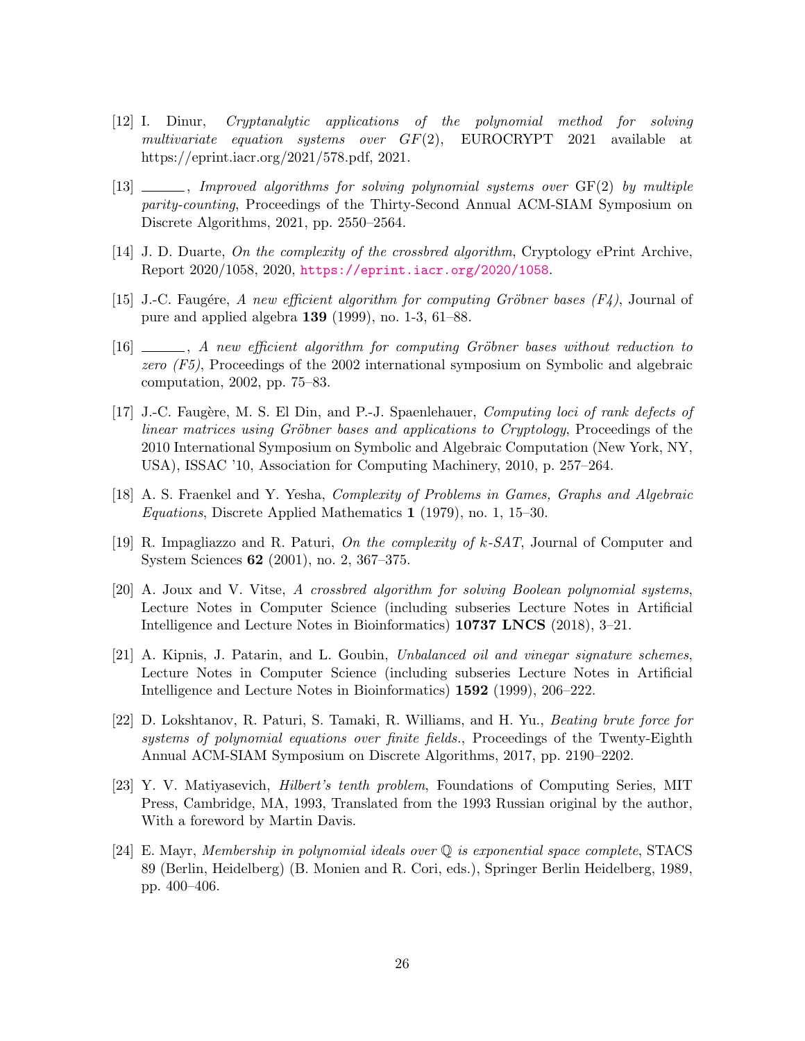[12] I. Dinur, *Cryptanalytic applications of the polynomial method for solving multivariate equation systems over $GF(2)$*, EUROCRYPT 2021 available at https://eprint.iacr.org/2021/578.pdf, 2021.

[13] ______, *Improved algorithms for solving polynomial systems over* GF(2) *by multiple parity-counting*, Proceedings of the Thirty-Second Annual ACM-SIAM Symposium on Discrete Algorithms, 2021, pp. 2550–2564.

[14] J. D. Duarte, *On the complexity of the crossbred algorithm*, Cryptology ePrint Archive, Report 2020/1058, 2020, https://eprint.iacr.org/2020/1058.

[15] J.-C. Faugére, *A new efficient algorithm for computing Gröbner bases (F4)*, Journal of pure and applied algebra **139** (1999), no. 1-3, 61–88.

[16] ______, *A new efficient algorithm for computing Gröbner bases without reduction to zero (F5)*, Proceedings of the 2002 international symposium on Symbolic and algebraic computation, 2002, pp. 75–83.

[17] J.-C. Faugère, M. S. El Din, and P.-J. Spaenlehauer, *Computing loci of rank defects of linear matrices using Gröbner bases and applications to Cryptology*, Proceedings of the 2010 International Symposium on Symbolic and Algebraic Computation (New York, NY, USA), ISSAC '10, Association for Computing Machinery, 2010, p. 257–264.

[18] A. S. Fraenkel and Y. Yesha, *Complexity of Problems in Games, Graphs and Algebraic Equations*, Discrete Applied Mathematics **1** (1979), no. 1, 15–30.

[19] R. Impagliazzo and R. Paturi, *On the complexity of $k$-SAT*, Journal of Computer and System Sciences **62** (2001), no. 2, 367–375.

[20] A. Joux and V. Vitse, *A crossbred algorithm for solving Boolean polynomial systems*, Lecture Notes in Computer Science (including subseries Lecture Notes in Artificial Intelligence and Lecture Notes in Bioinformatics) **10737 LNCS** (2018), 3–21.

[21] A. Kipnis, J. Patarin, and L. Goubin, *Unbalanced oil and vinegar signature schemes*, Lecture Notes in Computer Science (including subseries Lecture Notes in Artificial Intelligence and Lecture Notes in Bioinformatics) **1592** (1999), 206–222.

[22] D. Lokshtanov, R. Paturi, S. Tamaki, R. Williams, and H. Yu., *Beating brute force for systems of polynomial equations over finite fields.*, Proceedings of the Twenty-Eighth Annual ACM-SIAM Symposium on Discrete Algorithms, 2017, pp. 2190–2202.

[23] Y. V. Matiyasevich, *Hilbert's tenth problem*, Foundations of Computing Series, MIT Press, Cambridge, MA, 1993, Translated from the 1993 Russian original by the author, With a foreword by Martin Davis.

[24] E. Mayr, *Membership in polynomial ideals over $\mathbb{Q}$ is exponential space complete*, STACS 89 (Berlin, Heidelberg) (B. Monien and R. Cori, eds.), Springer Berlin Heidelberg, 1989, pp. 400–406.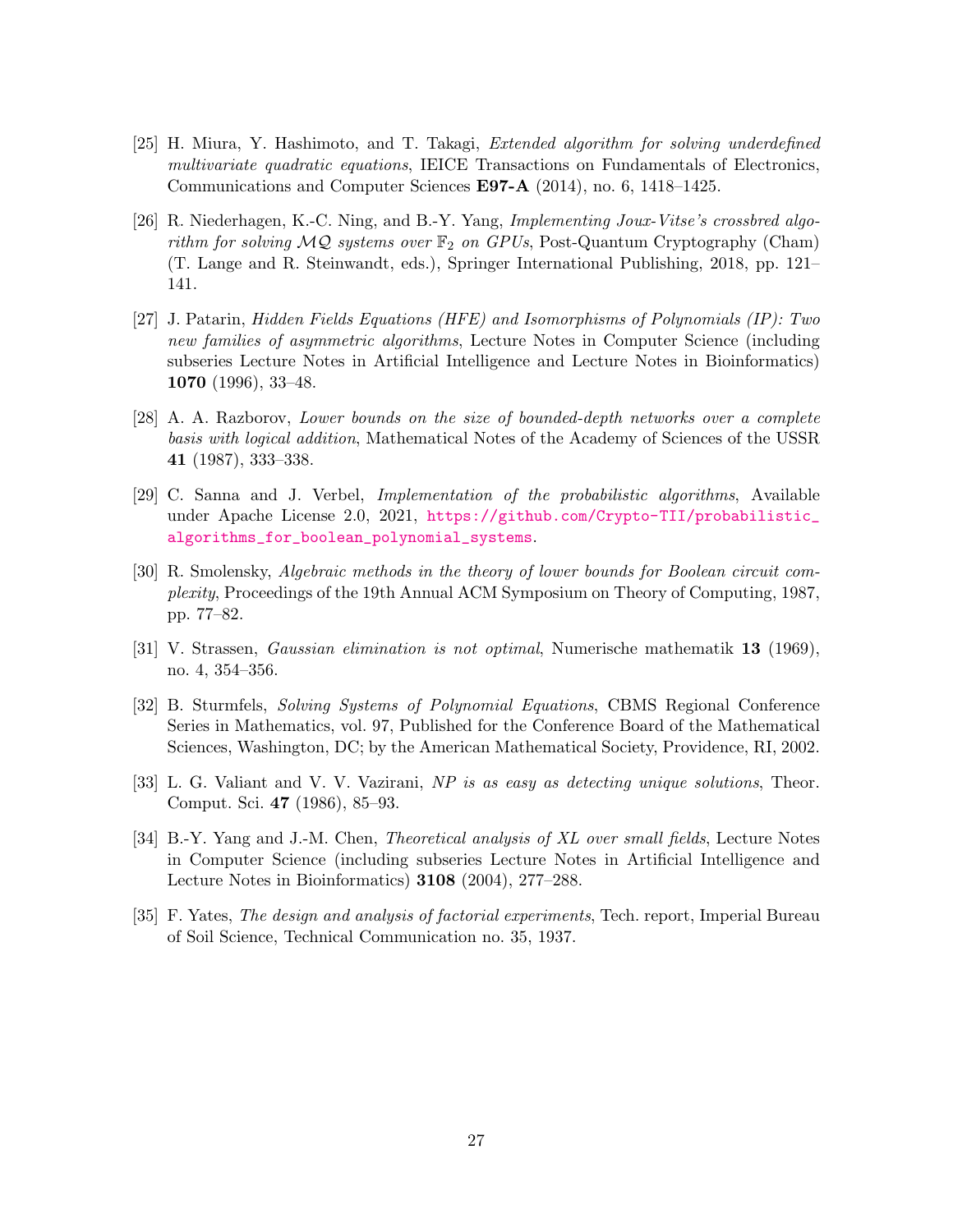[25] H. Miura, Y. Hashimoto, and T. Takagi, *Extended algorithm for solving underdefined multivariate quadratic equations*, IEICE Transactions on Fundamentals of Electronics, Communications and Computer Sciences **E97-A** (2014), no. 6, 1418–1425.

[26] R. Niederhagen, K.-C. Ning, and B.-Y. Yang, *Implementing Joux-Vitse's crossbred algorithm for solving $\mathcal{MQ}$ systems over $\mathbb{F}_2$ on GPUs*, Post-Quantum Cryptography (Cham) (T. Lange and R. Steinwandt, eds.), Springer International Publishing, 2018, pp. 121–141.

[27] J. Patarin, *Hidden Fields Equations (HFE) and Isomorphisms of Polynomials (IP): Two new families of asymmetric algorithms*, Lecture Notes in Computer Science (including subseries Lecture Notes in Artificial Intelligence and Lecture Notes in Bioinformatics) **1070** (1996), 33–48.

[28] A. A. Razborov, *Lower bounds on the size of bounded-depth networks over a complete basis with logical addition*, Mathematical Notes of the Academy of Sciences of the USSR **41** (1987), 333–338.

[29] C. Sanna and J. Verbel, *Implementation of the probabilistic algorithms*, Available under Apache License 2.0, 2021, https://github.com/Crypto-TII/probabilistic_algorithms_for_boolean_polynomial_systems.

[30] R. Smolensky, *Algebraic methods in the theory of lower bounds for Boolean circuit complexity*, Proceedings of the 19th Annual ACM Symposium on Theory of Computing, 1987, pp. 77–82.

[31] V. Strassen, *Gaussian elimination is not optimal*, Numerische mathematik **13** (1969), no. 4, 354–356.

[32] B. Sturmfels, *Solving Systems of Polynomial Equations*, CBMS Regional Conference Series in Mathematics, vol. 97, Published for the Conference Board of the Mathematical Sciences, Washington, DC; by the American Mathematical Society, Providence, RI, 2002.

[33] L. G. Valiant and V. V. Vazirani, *NP is as easy as detecting unique solutions*, Theor. Comput. Sci. **47** (1986), 85–93.

[34] B.-Y. Yang and J.-M. Chen, *Theoretical analysis of XL over small fields*, Lecture Notes in Computer Science (including subseries Lecture Notes in Artificial Intelligence and Lecture Notes in Bioinformatics) **3108** (2004), 277–288.

[35] F. Yates, *The design and analysis of factorial experiments*, Tech. report, Imperial Bureau of Soil Science, Technical Communication no. 35, 1937.